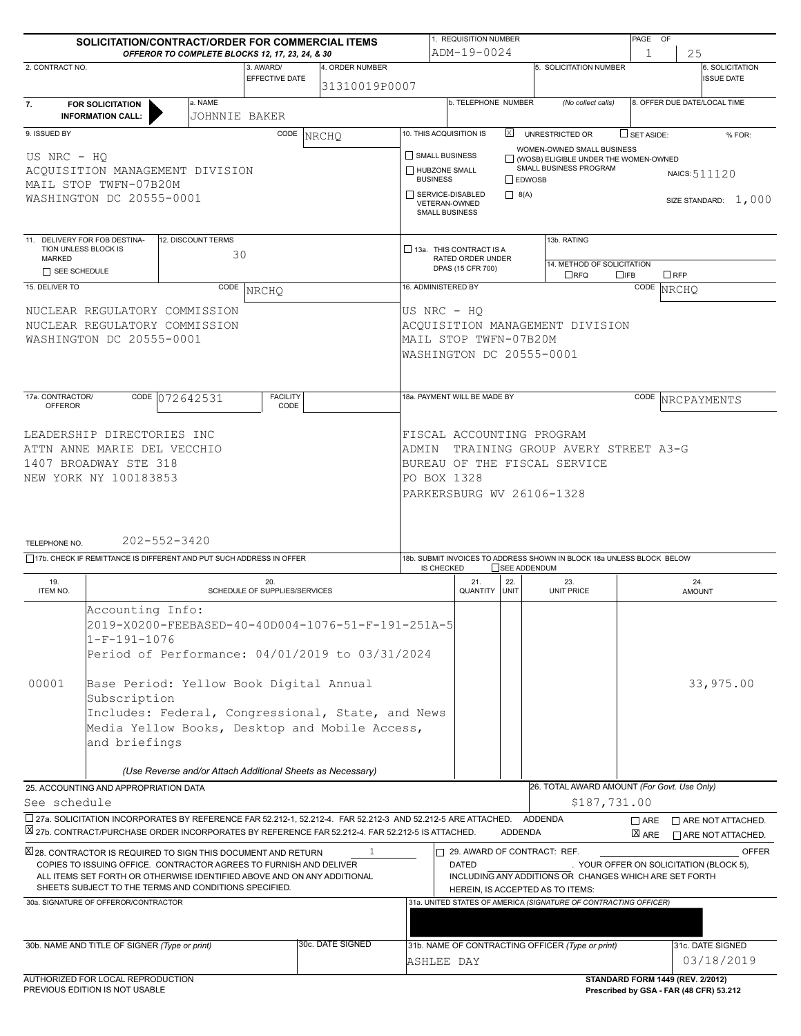# SOLICITATION/CONTRACT/ORDER FOR COMMERCIAL ITEMS

*OFFEROR TO COMPLETE BLOCKS 12, 17, 23, 24, & 30*

| Field | Value |
|---|---|
| 1. REQUISITION NUMBER | ADM-19-0024 |
| PAGE OF | 1 25 |
| 2. CONTRACT NO. | |
| 3. AWARD/ EFFECTIVE DATE | |
| 4. ORDER NUMBER | 31310019P0007 |
| 5. SOLICITATION NUMBER | |
| 6. SOLICITATION ISSUE DATE | |
| 7. FOR SOLICITATION INFORMATION CALL: a. NAME | JOHNNIE BAKER |
| b. TELEPHONE NUMBER (No collect calls) | |
| 8. OFFER DUE DATE/LOCAL TIME | |

**9. ISSUED BY** CODE NRCHQ

US NRC - HQ
ACQUISITION MANAGEMENT DIVISION
MAIL STOP TWFN-07B20M
WASHINGTON DC 20555-0001

**10. THIS ACQUISITION IS** ☒ UNRESTRICTED OR ☐ SET ASIDE: % FOR:

☐ SMALL BUSINESS
☐ HUBZONE SMALL BUSINESS
☐ SERVICE-DISABLED VETERAN-OWNED SMALL BUSINESS
☐ WOMEN-OWNED SMALL BUSINESS (WOSB) ELIGIBLE UNDER THE WOMEN-OWNED SMALL BUSINESS PROGRAM
☐ EDWOSB
☐ 8(A)

NAICS: 511120
SIZE STANDARD: 1,000

**11. DELIVERY FOR FOB DESTINATION UNLESS BLOCK IS MARKED** ☐ SEE SCHEDULE

**12. DISCOUNT TERMS** 30

☐ 13a. THIS CONTRACT IS A RATED ORDER UNDER DPAS (15 CFR 700)

13b. RATING

14. METHOD OF SOLICITATION ☐ RFQ ☐ IFB ☐ RFP

**15. DELIVER TO** CODE NRCHQ

NUCLEAR REGULATORY COMMISSION
NUCLEAR REGULATORY COMMISSION
WASHINGTON DC 20555-0001

**16. ADMINISTERED BY** CODE NRCHQ

US NRC - HQ
ACQUISITION MANAGEMENT DIVISION
MAIL STOP TWFN-07B20M
WASHINGTON DC 20555-0001

**17a. CONTRACTOR/ OFFEROR** CODE 072642531 FACILITY CODE

LEADERSHIP DIRECTORIES INC
ATTN ANNE MARIE DEL VECCHIO
1407 BROADWAY STE 318
NEW YORK NY 100183853

TELEPHONE NO. 202-552-3420

☐ 17b. CHECK IF REMITTANCE IS DIFFERENT AND PUT SUCH ADDRESS IN OFFER

**18a. PAYMENT WILL BE MADE BY** CODE NRCPAYMENTS

FISCAL ACCOUNTING PROGRAM
ADMIN TRAINING GROUP AVERY STREET A3-G
BUREAU OF THE FISCAL SERVICE
PO BOX 1328
PARKERSBURG WV 26106-1328

18b. SUBMIT INVOICES TO ADDRESS SHOWN IN BLOCK 18a UNLESS BLOCK BELOW IS CHECKED ☐ SEE ADDENDUM

| 19. ITEM NO. | 20. SCHEDULE OF SUPPLIES/SERVICES | 21. QUANTITY | 22. UNIT | 23. UNIT PRICE | 24. AMOUNT |
|---|---|---|---|---|---|
| | Accounting Info: 2019-X0200-FEEBASED-40-40D004-1076-51-F-191-251A-51-F-191-1076 Period of Performance: 04/01/2019 to 03/31/2024 | | | | |
| 00001 | Base Period: Yellow Book Digital Annual Subscription Includes: Federal, Congressional, State, and News Media Yellow Books, Desktop and Mobile Access, and briefings | | | | 33,975.00 |

*(Use Reverse and/or Attach Additional Sheets as Necessary)*

**25. ACCOUNTING AND APPROPRIATION DATA**
See schedule

**26. TOTAL AWARD AMOUNT** *(For Govt. Use Only)*
$187,731.00

☐ 27a. SOLICITATION INCORPORATES BY REFERENCE FAR 52.212-1, 52.212-4. FAR 52.212-3 AND 52.212-5 ARE ATTACHED. ADDENDA ☐ ARE ☐ ARE NOT ATTACHED.

☒ 27b. CONTRACT/PURCHASE ORDER INCORPORATES BY REFERENCE FAR 52.212-4. FAR 52.212-5 IS ATTACHED. ADDENDA ☒ ARE ☐ ARE NOT ATTACHED.

☒ 28. CONTRACTOR IS REQUIRED TO SIGN THIS DOCUMENT AND RETURN 1 COPIES TO ISSUING OFFICE. CONTRACTOR AGREES TO FURNISH AND DELIVER ALL ITEMS SET FORTH OR OTHERWISE IDENTIFIED ABOVE AND ON ANY ADDITIONAL SHEETS SUBJECT TO THE TERMS AND CONDITIONS SPECIFIED.

☐ 29. AWARD OF CONTRACT: REF. ______ OFFER DATED ______. YOUR OFFER ON SOLICITATION (BLOCK 5), INCLUDING ANY ADDITIONS OR CHANGES WHICH ARE SET FORTH HEREIN, IS ACCEPTED AS TO ITEMS:

30a. SIGNATURE OF OFFEROR/CONTRACTOR

31a. UNITED STATES OF AMERICA *(SIGNATURE OF CONTRACTING OFFICER)*

| 30b. NAME AND TITLE OF SIGNER (Type or print) | 30c. DATE SIGNED | 31b. NAME OF CONTRACTING OFFICER (Type or print) | 31c. DATE SIGNED |
|---|---|---|---|
| | | ASHLEE DAY | 03/18/2019 |

AUTHORIZED FOR LOCAL REPRODUCTION
PREVIOUS EDITION IS NOT USABLE

STANDARD FORM 1449 (REV. 2/2012)
Prescribed by GSA - FAR (48 CFR) 53.212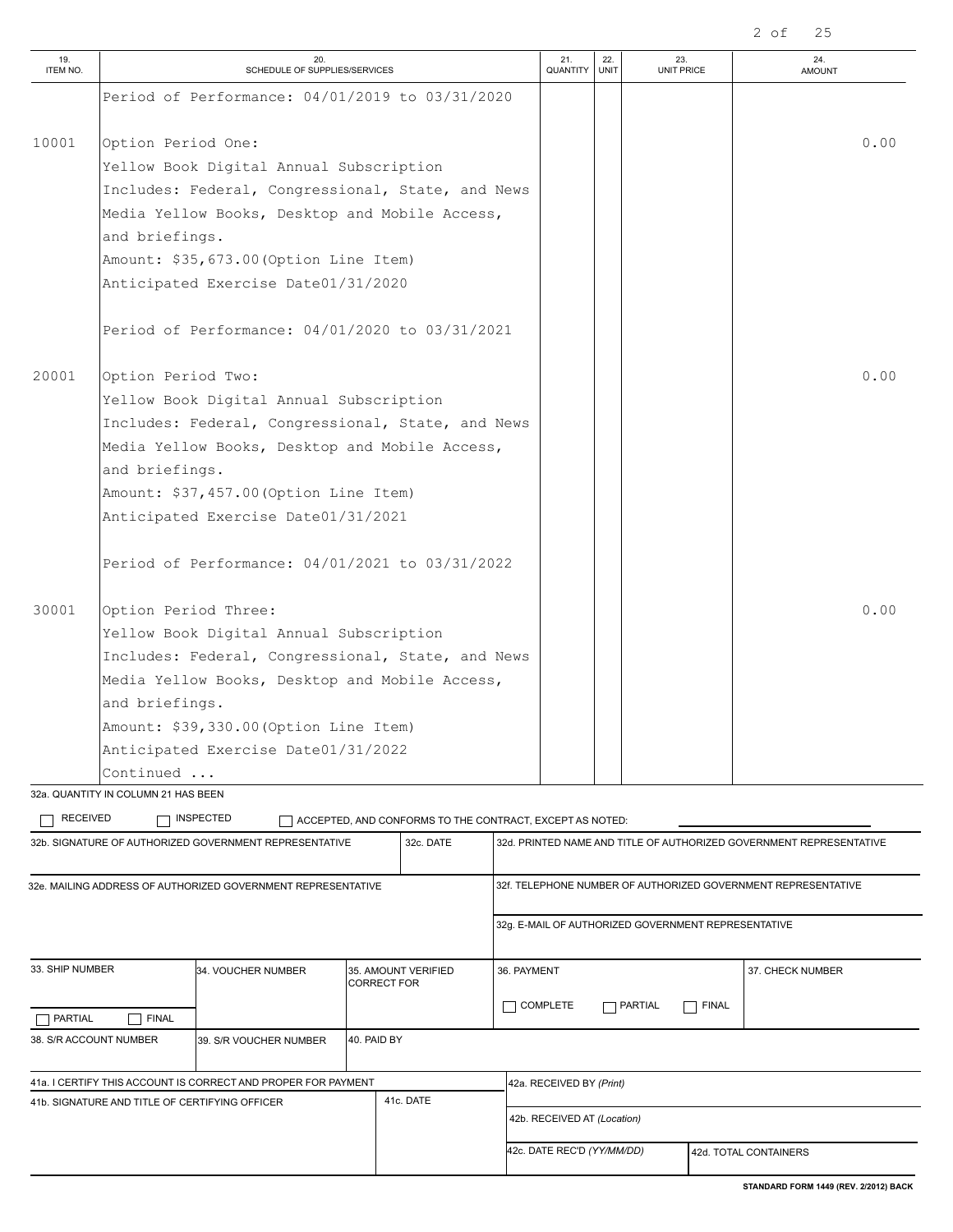| 19. ITEM NO. | 20. SCHEDULE OF SUPPLIES/SERVICES | 21. QUANTITY | 22. UNIT | 23. UNIT PRICE | 24. AMOUNT |
|---|---|---|---|---|---|
| | Period of Performance: 04/01/2019 to 03/31/2020 | | | | |
| 10001 | Option Period One:<br>Yellow Book Digital Annual Subscription<br>Includes: Federal, Congressional, State, and News Media Yellow Books, Desktop and Mobile Access, and briefings.<br>Amount: $35,673.00(Option Line Item)<br>Anticipated Exercise Date01/31/2020 | | | | 0.00 |
| | Period of Performance: 04/01/2020 to 03/31/2021 | | | | |
| 20001 | Option Period Two:<br>Yellow Book Digital Annual Subscription<br>Includes: Federal, Congressional, State, and News Media Yellow Books, Desktop and Mobile Access, and briefings.<br>Amount: $37,457.00(Option Line Item)<br>Anticipated Exercise Date01/31/2021 | | | | 0.00 |
| | Period of Performance: 04/01/2021 to 03/31/2022 | | | | |
| 30001 | Option Period Three:<br>Yellow Book Digital Annual Subscription<br>Includes: Federal, Congressional, State, and News Media Yellow Books, Desktop and Mobile Access, and briefings.<br>Amount: $39,330.00(Option Line Item)<br>Anticipated Exercise Date01/31/2022<br>Continued ... | | | | 0.00 |

32a. QUANTITY IN COLUMN 21 HAS BEEN

☐ RECEIVED ☐ INSPECTED ☐ ACCEPTED, AND CONFORMS TO THE CONTRACT, EXCEPT AS NOTED:

| 32b. SIGNATURE OF AUTHORIZED GOVERNMENT REPRESENTATIVE | 32c. DATE | 32d. PRINTED NAME AND TITLE OF AUTHORIZED GOVERNMENT REPRESENTATIVE |
|---|---|---|
| | | |

| 32e. MAILING ADDRESS OF AUTHORIZED GOVERNMENT REPRESENTATIVE | 32f. TELEPHONE NUMBER OF AUTHORIZED GOVERNMENT REPRESENTATIVE |
|---|---|
| | 32g. E-MAIL OF AUTHORIZED GOVERNMENT REPRESENTATIVE |

| 33. SHIP NUMBER | 34. VOUCHER NUMBER | 35. AMOUNT VERIFIED CORRECT FOR | 36. PAYMENT | 37. CHECK NUMBER |
|---|---|---|---|---|
| ☐ PARTIAL ☐ FINAL | | | ☐ COMPLETE ☐ PARTIAL ☐ FINAL | |

| 38. S/R ACCOUNT NUMBER | 39. S/R VOUCHER NUMBER | 40. PAID BY |
|---|---|---|
| | | |

| 41a. I CERTIFY THIS ACCOUNT IS CORRECT AND PROPER FOR PAYMENT | | 42a. RECEIVED BY *(Print)* | |
|---|---|---|---|
| 41b. SIGNATURE AND TITLE OF CERTIFYING OFFICER | 41c. DATE | 42b. RECEIVED AT *(Location)* | |
| | | 42c. DATE REC'D *(YY/MM/DD)* | 42d. TOTAL CONTAINERS |

STANDARD FORM 1449 (REV. 2/2012) BACK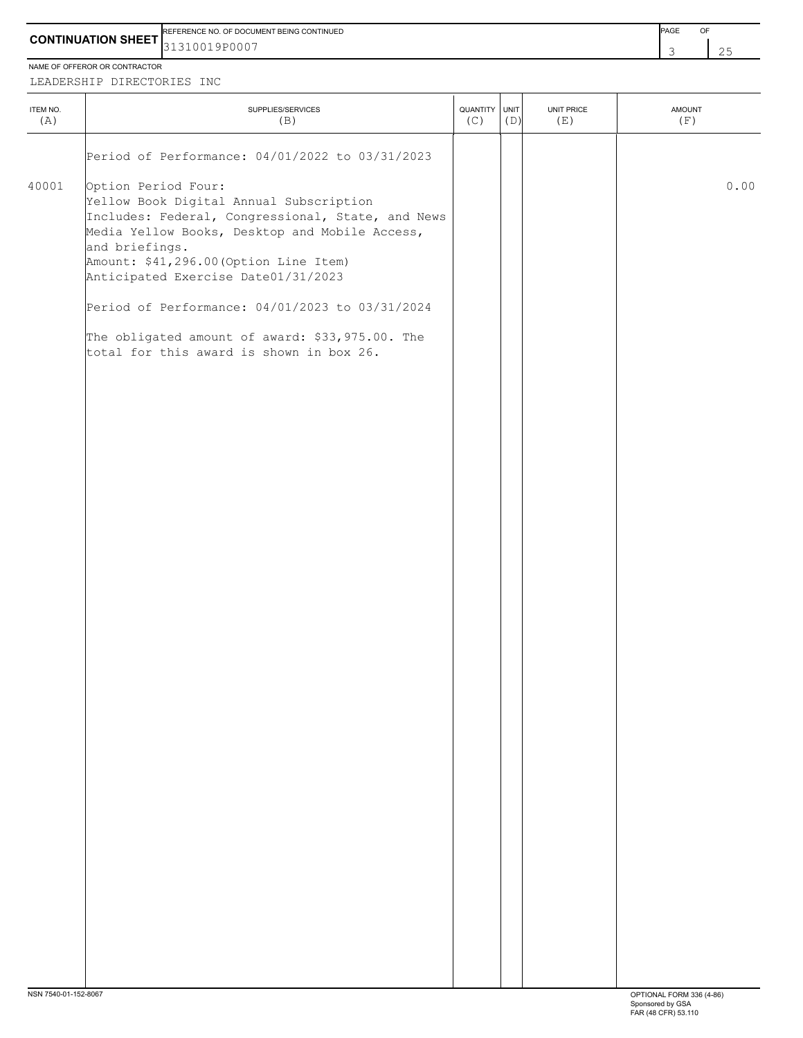**CONTINUATION SHEET**

REFERENCE NO. OF DOCUMENT BEING CONTINUED: 31310019P0007

NAME OF OFFEROR OR CONTRACTOR: LEADERSHIP DIRECTORIES INC

| ITEM NO. (A) | SUPPLIES/SERVICES (B) | QUANTITY (C) | UNIT (D) | UNIT PRICE (E) | AMOUNT (F) |
|---|---|---|---|---|---|
| | Period of Performance: 04/01/2022 to 03/31/2023 | | | | |
| 40001 | Option Period Four:<br>Yellow Book Digital Annual Subscription<br>Includes: Federal, Congressional, State, and News Media Yellow Books, Desktop and Mobile Access, and briefings.<br>Amount: $41,296.00(Option Line Item)<br>Anticipated Exercise Date01/31/2023<br><br>Period of Performance: 04/01/2023 to 03/31/2024<br><br>The obligated amount of award: $33,975.00. The total for this award is shown in box 26. | | | | 0.00 |

NSN 7540-01-152-8067

OPTIONAL FORM 336 (4-86)
Sponsored by GSA
FAR (48 CFR) 53.110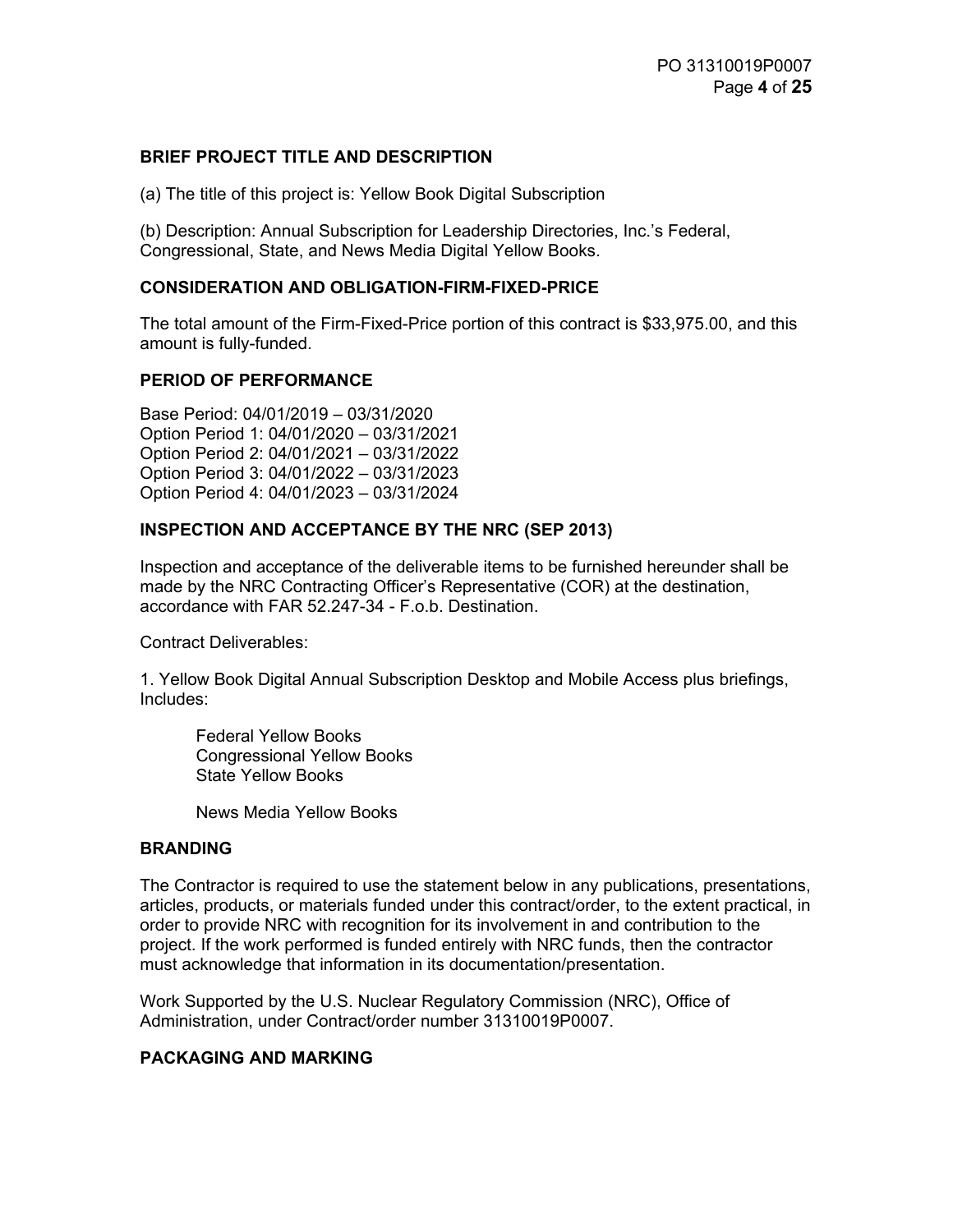## BRIEF PROJECT TITLE AND DESCRIPTION

(a) The title of this project is: Yellow Book Digital Subscription

(b) Description: Annual Subscription for Leadership Directories, Inc.'s Federal, Congressional, State, and News Media Digital Yellow Books.

## CONSIDERATION AND OBLIGATION-FIRM-FIXED-PRICE

The total amount of the Firm-Fixed-Price portion of this contract is $33,975.00, and this amount is fully-funded.

## PERIOD OF PERFORMANCE

Base Period: 04/01/2019 – 03/31/2020
Option Period 1: 04/01/2020 – 03/31/2021
Option Period 2: 04/01/2021 – 03/31/2022
Option Period 3: 04/01/2022 – 03/31/2023
Option Period 4: 04/01/2023 – 03/31/2024

## INSPECTION AND ACCEPTANCE BY THE NRC (SEP 2013)

Inspection and acceptance of the deliverable items to be furnished hereunder shall be made by the NRC Contracting Officer's Representative (COR) at the destination, accordance with FAR 52.247-34 - F.o.b. Destination.

Contract Deliverables:

1. Yellow Book Digital Annual Subscription Desktop and Mobile Access plus briefings, Includes:

    Federal Yellow Books
    Congressional Yellow Books
    State Yellow Books

    News Media Yellow Books

## BRANDING

The Contractor is required to use the statement below in any publications, presentations, articles, products, or materials funded under this contract/order, to the extent practical, in order to provide NRC with recognition for its involvement in and contribution to the project. If the work performed is funded entirely with NRC funds, then the contractor must acknowledge that information in its documentation/presentation.

Work Supported by the U.S. Nuclear Regulatory Commission (NRC), Office of Administration, under Contract/order number 31310019P0007.

## PACKAGING AND MARKING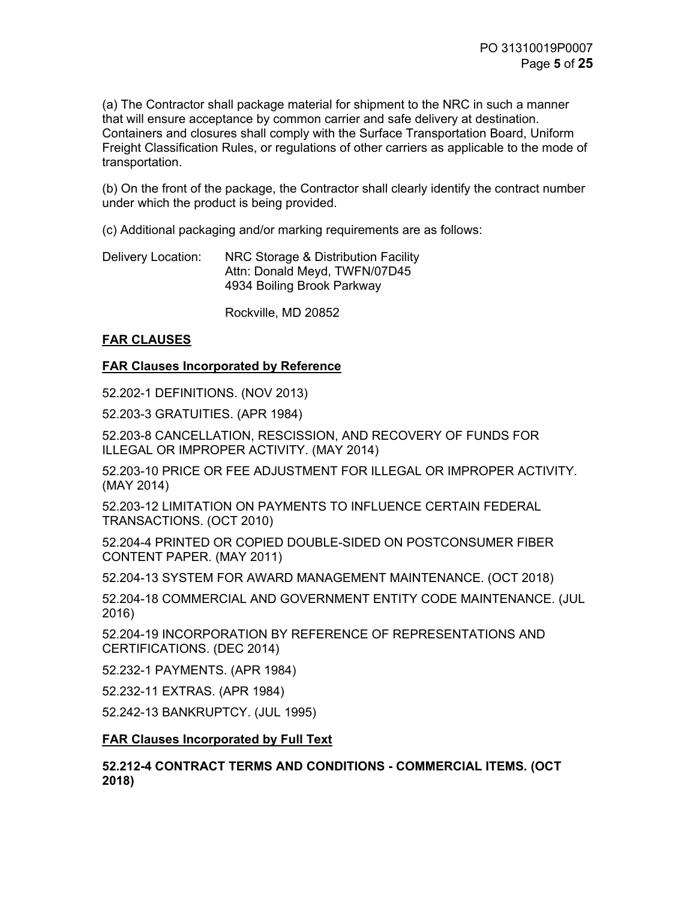(a) The Contractor shall package material for shipment to the NRC in such a manner that will ensure acceptance by common carrier and safe delivery at destination. Containers and closures shall comply with the Surface Transportation Board, Uniform Freight Classification Rules, or regulations of other carriers as applicable to the mode of transportation.

(b) On the front of the package, the Contractor shall clearly identify the contract number under which the product is being provided.

(c) Additional packaging and/or marking requirements are as follows:

Delivery Location: NRC Storage & Distribution Facility
Attn: Donald Meyd, TWFN/07D45
4934 Boiling Brook Parkway

Rockville, MD 20852

**FAR CLAUSES**

**FAR Clauses Incorporated by Reference**

52.202-1 DEFINITIONS. (NOV 2013)

52.203-3 GRATUITIES. (APR 1984)

52.203-8 CANCELLATION, RESCISSION, AND RECOVERY OF FUNDS FOR ILLEGAL OR IMPROPER ACTIVITY. (MAY 2014)

52.203-10 PRICE OR FEE ADJUSTMENT FOR ILLEGAL OR IMPROPER ACTIVITY. (MAY 2014)

52.203-12 LIMITATION ON PAYMENTS TO INFLUENCE CERTAIN FEDERAL TRANSACTIONS. (OCT 2010)

52.204-4 PRINTED OR COPIED DOUBLE-SIDED ON POSTCONSUMER FIBER CONTENT PAPER. (MAY 2011)

52.204-13 SYSTEM FOR AWARD MANAGEMENT MAINTENANCE. (OCT 2018)

52.204-18 COMMERCIAL AND GOVERNMENT ENTITY CODE MAINTENANCE. (JUL 2016)

52.204-19 INCORPORATION BY REFERENCE OF REPRESENTATIONS AND CERTIFICATIONS. (DEC 2014)

52.232-1 PAYMENTS. (APR 1984)

52.232-11 EXTRAS. (APR 1984)

52.242-13 BANKRUPTCY. (JUL 1995)

**FAR Clauses Incorporated by Full Text**

**52.212-4 CONTRACT TERMS AND CONDITIONS - COMMERCIAL ITEMS. (OCT 2018)**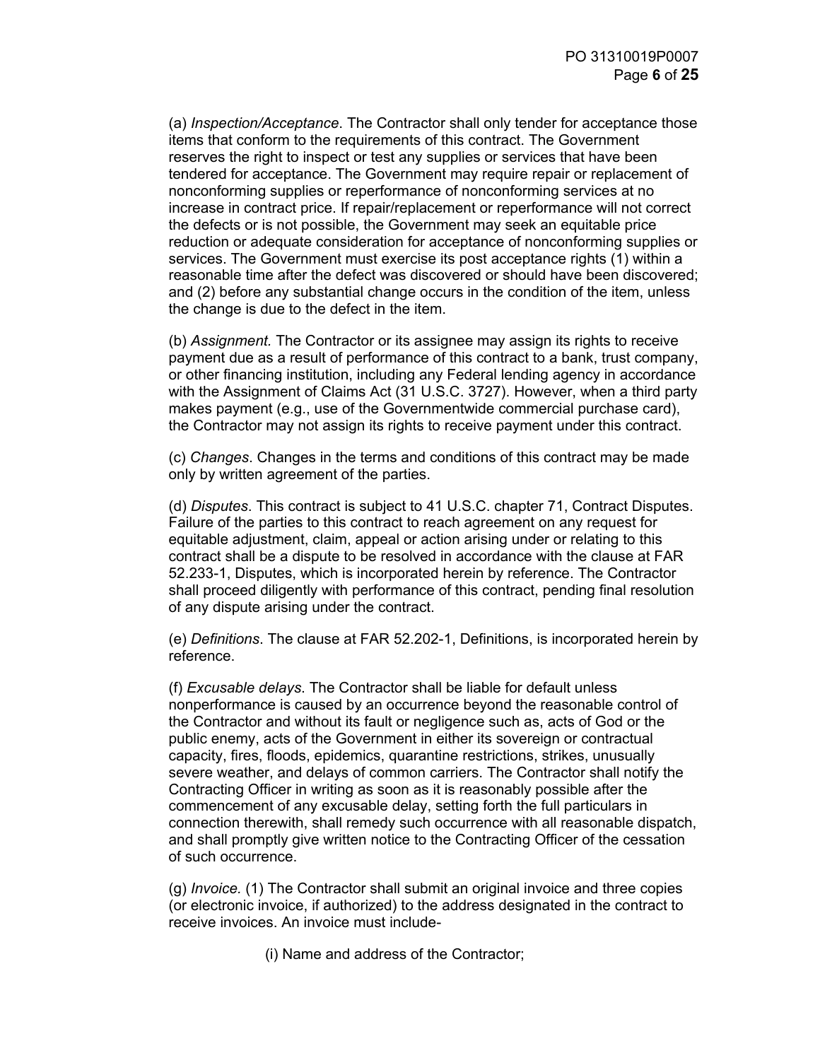(a) *Inspection/Acceptance*. The Contractor shall only tender for acceptance those items that conform to the requirements of this contract. The Government reserves the right to inspect or test any supplies or services that have been tendered for acceptance. The Government may require repair or replacement of nonconforming supplies or reperformance of nonconforming services at no increase in contract price. If repair/replacement or reperformance will not correct the defects or is not possible, the Government may seek an equitable price reduction or adequate consideration for acceptance of nonconforming supplies or services. The Government must exercise its post acceptance rights (1) within a reasonable time after the defect was discovered or should have been discovered; and (2) before any substantial change occurs in the condition of the item, unless the change is due to the defect in the item.

(b) *Assignment.* The Contractor or its assignee may assign its rights to receive payment due as a result of performance of this contract to a bank, trust company, or other financing institution, including any Federal lending agency in accordance with the Assignment of Claims Act (31 U.S.C. 3727). However, when a third party makes payment (e.g., use of the Governmentwide commercial purchase card), the Contractor may not assign its rights to receive payment under this contract.

(c) *Changes*. Changes in the terms and conditions of this contract may be made only by written agreement of the parties.

(d) *Disputes*. This contract is subject to 41 U.S.C. chapter 71, Contract Disputes. Failure of the parties to this contract to reach agreement on any request for equitable adjustment, claim, appeal or action arising under or relating to this contract shall be a dispute to be resolved in accordance with the clause at FAR 52.233-1, Disputes, which is incorporated herein by reference. The Contractor shall proceed diligently with performance of this contract, pending final resolution of any dispute arising under the contract.

(e) *Definitions*. The clause at FAR 52.202-1, Definitions, is incorporated herein by reference.

(f) *Excusable delays*. The Contractor shall be liable for default unless nonperformance is caused by an occurrence beyond the reasonable control of the Contractor and without its fault or negligence such as, acts of God or the public enemy, acts of the Government in either its sovereign or contractual capacity, fires, floods, epidemics, quarantine restrictions, strikes, unusually severe weather, and delays of common carriers. The Contractor shall notify the Contracting Officer in writing as soon as it is reasonably possible after the commencement of any excusable delay, setting forth the full particulars in connection therewith, shall remedy such occurrence with all reasonable dispatch, and shall promptly give written notice to the Contracting Officer of the cessation of such occurrence.

(g) *Invoice.* (1) The Contractor shall submit an original invoice and three copies (or electronic invoice, if authorized) to the address designated in the contract to receive invoices. An invoice must include-

(i) Name and address of the Contractor;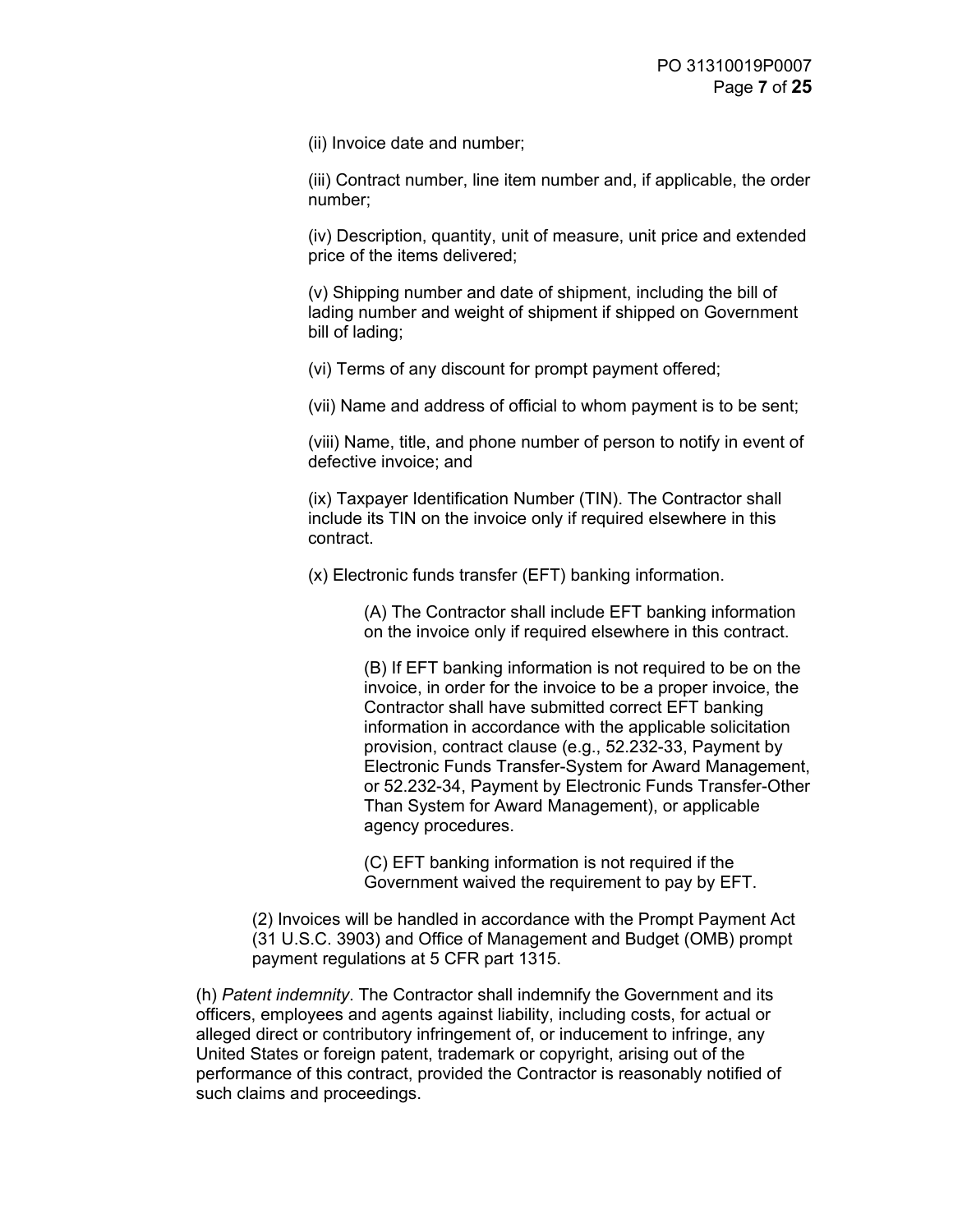(ii) Invoice date and number;

(iii) Contract number, line item number and, if applicable, the order number;

(iv) Description, quantity, unit of measure, unit price and extended price of the items delivered;

(v) Shipping number and date of shipment, including the bill of lading number and weight of shipment if shipped on Government bill of lading;

(vi) Terms of any discount for prompt payment offered;

(vii) Name and address of official to whom payment is to be sent;

(viii) Name, title, and phone number of person to notify in event of defective invoice; and

(ix) Taxpayer Identification Number (TIN). The Contractor shall include its TIN on the invoice only if required elsewhere in this contract.

(x) Electronic funds transfer (EFT) banking information.

(A) The Contractor shall include EFT banking information on the invoice only if required elsewhere in this contract.

(B) If EFT banking information is not required to be on the invoice, in order for the invoice to be a proper invoice, the Contractor shall have submitted correct EFT banking information in accordance with the applicable solicitation provision, contract clause (e.g., 52.232-33, Payment by Electronic Funds Transfer-System for Award Management, or 52.232-34, Payment by Electronic Funds Transfer-Other Than System for Award Management), or applicable agency procedures.

(C) EFT banking information is not required if the Government waived the requirement to pay by EFT.

(2) Invoices will be handled in accordance with the Prompt Payment Act (31 U.S.C. 3903) and Office of Management and Budget (OMB) prompt payment regulations at 5 CFR part 1315.

(h) *Patent indemnity*. The Contractor shall indemnify the Government and its officers, employees and agents against liability, including costs, for actual or alleged direct or contributory infringement of, or inducement to infringe, any United States or foreign patent, trademark or copyright, arising out of the performance of this contract, provided the Contractor is reasonably notified of such claims and proceedings.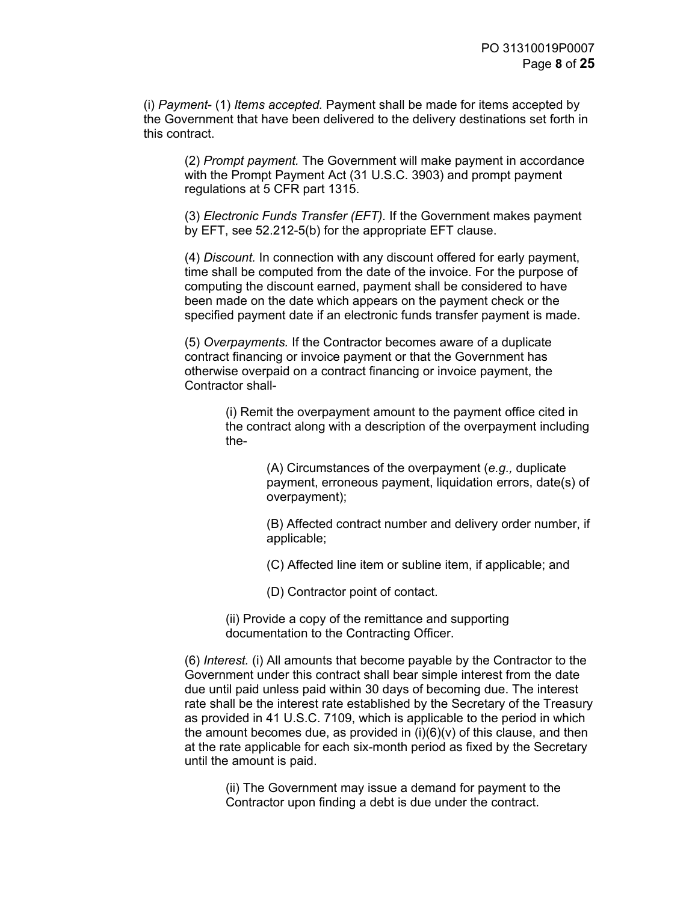(i) *Payment*- (1) *Items accepted.* Payment shall be made for items accepted by the Government that have been delivered to the delivery destinations set forth in this contract.

(2) *Prompt payment.* The Government will make payment in accordance with the Prompt Payment Act (31 U.S.C. 3903) and prompt payment regulations at 5 CFR part 1315.

(3) *Electronic Funds Transfer (EFT).* If the Government makes payment by EFT, see 52.212-5(b) for the appropriate EFT clause.

(4) *Discount.* In connection with any discount offered for early payment, time shall be computed from the date of the invoice. For the purpose of computing the discount earned, payment shall be considered to have been made on the date which appears on the payment check or the specified payment date if an electronic funds transfer payment is made.

(5) *Overpayments.* If the Contractor becomes aware of a duplicate contract financing or invoice payment or that the Government has otherwise overpaid on a contract financing or invoice payment, the Contractor shall-

(i) Remit the overpayment amount to the payment office cited in the contract along with a description of the overpayment including the-

(A) Circumstances of the overpayment (*e.g.,* duplicate payment, erroneous payment, liquidation errors, date(s) of overpayment);

(B) Affected contract number and delivery order number, if applicable;

(C) Affected line item or subline item, if applicable; and

(D) Contractor point of contact.

(ii) Provide a copy of the remittance and supporting documentation to the Contracting Officer.

(6) *Interest.* (i) All amounts that become payable by the Contractor to the Government under this contract shall bear simple interest from the date due until paid unless paid within 30 days of becoming due. The interest rate shall be the interest rate established by the Secretary of the Treasury as provided in 41 U.S.C. 7109, which is applicable to the period in which the amount becomes due, as provided in (i)(6)(v) of this clause, and then at the rate applicable for each six-month period as fixed by the Secretary until the amount is paid.

(ii) The Government may issue a demand for payment to the Contractor upon finding a debt is due under the contract.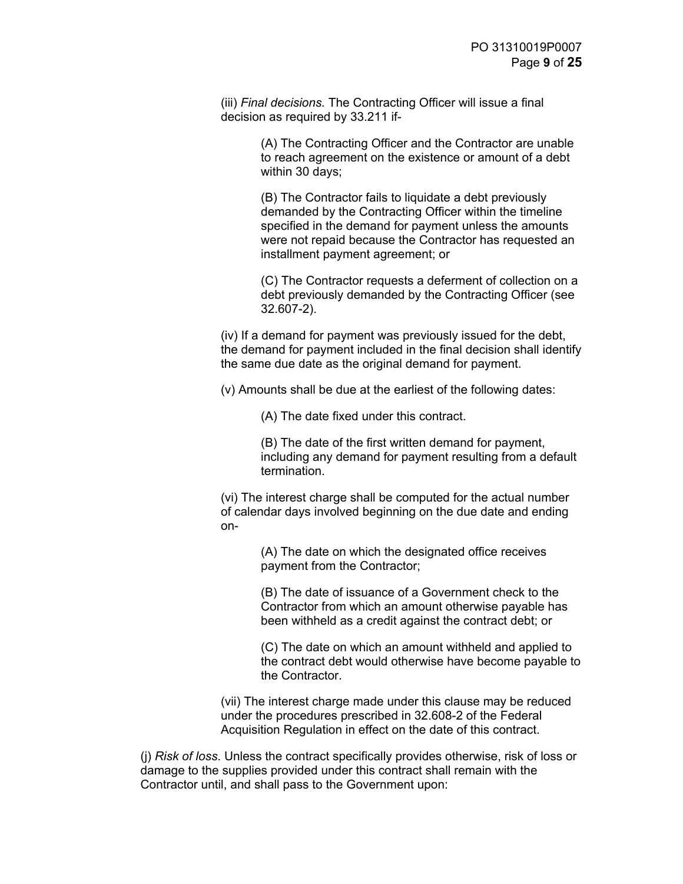(iii) *Final decisions.* The Contracting Officer will issue a final decision as required by 33.211 if-

(A) The Contracting Officer and the Contractor are unable to reach agreement on the existence or amount of a debt within 30 days;

(B) The Contractor fails to liquidate a debt previously demanded by the Contracting Officer within the timeline specified in the demand for payment unless the amounts were not repaid because the Contractor has requested an installment payment agreement; or

(C) The Contractor requests a deferment of collection on a debt previously demanded by the Contracting Officer (see 32.607-2).

(iv) If a demand for payment was previously issued for the debt, the demand for payment included in the final decision shall identify the same due date as the original demand for payment.

(v) Amounts shall be due at the earliest of the following dates:

(A) The date fixed under this contract.

(B) The date of the first written demand for payment, including any demand for payment resulting from a default termination.

(vi) The interest charge shall be computed for the actual number of calendar days involved beginning on the due date and ending on-

(A) The date on which the designated office receives payment from the Contractor;

(B) The date of issuance of a Government check to the Contractor from which an amount otherwise payable has been withheld as a credit against the contract debt; or

(C) The date on which an amount withheld and applied to the contract debt would otherwise have become payable to the Contractor.

(vii) The interest charge made under this clause may be reduced under the procedures prescribed in 32.608-2 of the Federal Acquisition Regulation in effect on the date of this contract.

(j) *Risk of loss*. Unless the contract specifically provides otherwise, risk of loss or damage to the supplies provided under this contract shall remain with the Contractor until, and shall pass to the Government upon: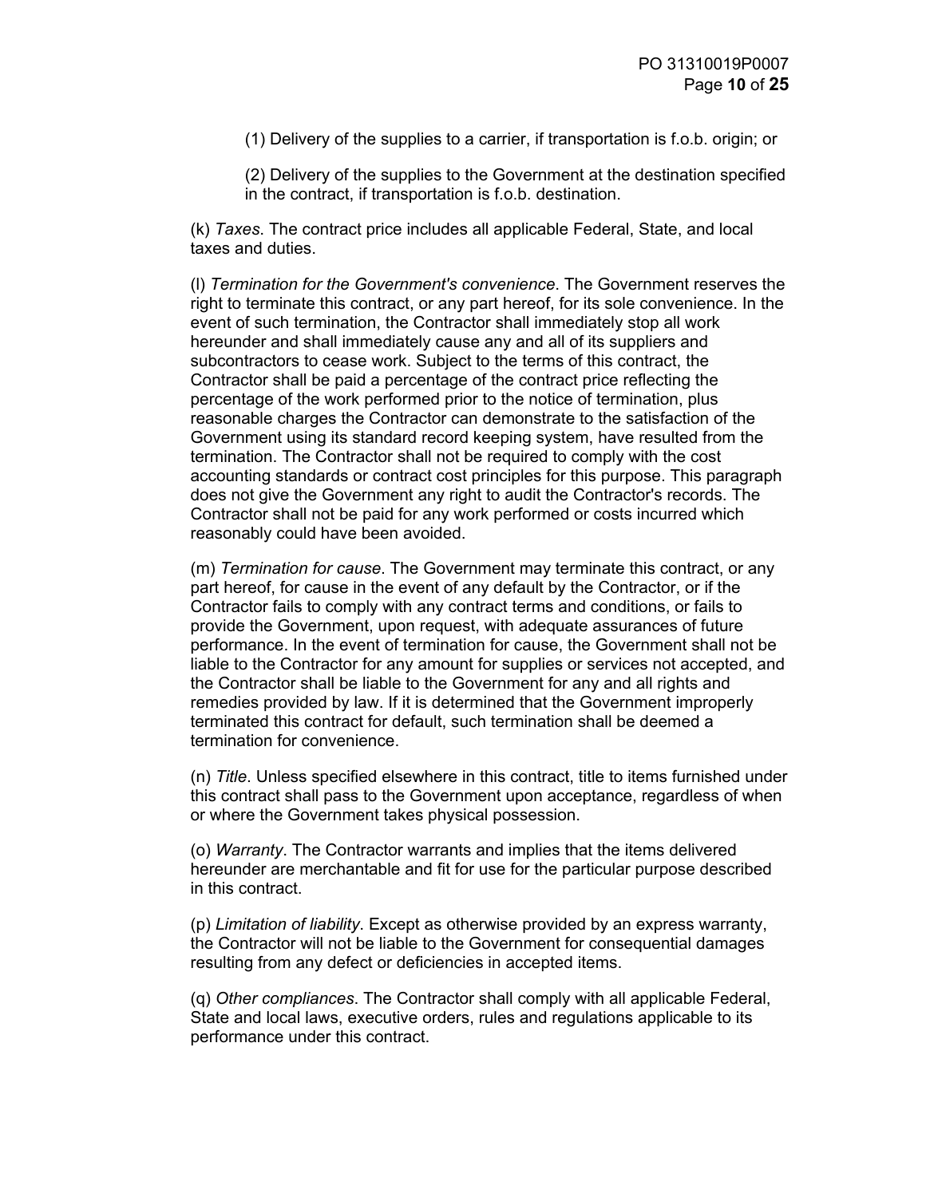(1) Delivery of the supplies to a carrier, if transportation is f.o.b. origin; or

(2) Delivery of the supplies to the Government at the destination specified in the contract, if transportation is f.o.b. destination.

(k) *Taxes*. The contract price includes all applicable Federal, State, and local taxes and duties.

(l) *Termination for the Government's convenience*. The Government reserves the right to terminate this contract, or any part hereof, for its sole convenience. In the event of such termination, the Contractor shall immediately stop all work hereunder and shall immediately cause any and all of its suppliers and subcontractors to cease work. Subject to the terms of this contract, the Contractor shall be paid a percentage of the contract price reflecting the percentage of the work performed prior to the notice of termination, plus reasonable charges the Contractor can demonstrate to the satisfaction of the Government using its standard record keeping system, have resulted from the termination. The Contractor shall not be required to comply with the cost accounting standards or contract cost principles for this purpose. This paragraph does not give the Government any right to audit the Contractor's records. The Contractor shall not be paid for any work performed or costs incurred which reasonably could have been avoided.

(m) *Termination for cause*. The Government may terminate this contract, or any part hereof, for cause in the event of any default by the Contractor, or if the Contractor fails to comply with any contract terms and conditions, or fails to provide the Government, upon request, with adequate assurances of future performance. In the event of termination for cause, the Government shall not be liable to the Contractor for any amount for supplies or services not accepted, and the Contractor shall be liable to the Government for any and all rights and remedies provided by law. If it is determined that the Government improperly terminated this contract for default, such termination shall be deemed a termination for convenience.

(n) *Title*. Unless specified elsewhere in this contract, title to items furnished under this contract shall pass to the Government upon acceptance, regardless of when or where the Government takes physical possession.

(o) *Warranty*. The Contractor warrants and implies that the items delivered hereunder are merchantable and fit for use for the particular purpose described in this contract.

(p) *Limitation of liability*. Except as otherwise provided by an express warranty, the Contractor will not be liable to the Government for consequential damages resulting from any defect or deficiencies in accepted items.

(q) *Other compliances*. The Contractor shall comply with all applicable Federal, State and local laws, executive orders, rules and regulations applicable to its performance under this contract.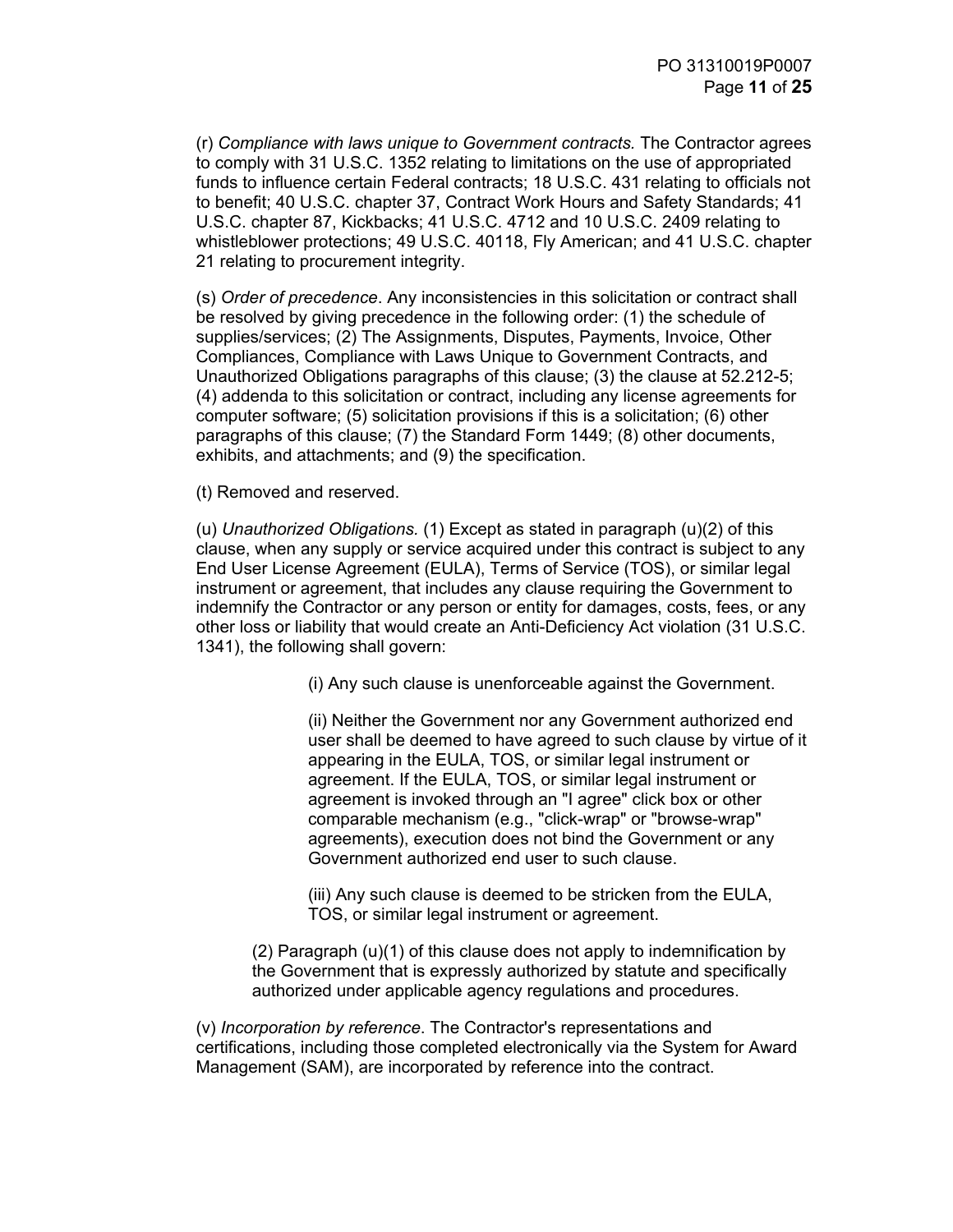(r) *Compliance with laws unique to Government contracts.* The Contractor agrees to comply with 31 U.S.C. 1352 relating to limitations on the use of appropriated funds to influence certain Federal contracts; 18 U.S.C. 431 relating to officials not to benefit; 40 U.S.C. chapter 37, Contract Work Hours and Safety Standards; 41 U.S.C. chapter 87, Kickbacks; 41 U.S.C. 4712 and 10 U.S.C. 2409 relating to whistleblower protections; 49 U.S.C. 40118, Fly American; and 41 U.S.C. chapter 21 relating to procurement integrity.

(s) *Order of precedence*. Any inconsistencies in this solicitation or contract shall be resolved by giving precedence in the following order: (1) the schedule of supplies/services; (2) The Assignments, Disputes, Payments, Invoice, Other Compliances, Compliance with Laws Unique to Government Contracts, and Unauthorized Obligations paragraphs of this clause; (3) the clause at 52.212-5; (4) addenda to this solicitation or contract, including any license agreements for computer software; (5) solicitation provisions if this is a solicitation; (6) other paragraphs of this clause; (7) the Standard Form 1449; (8) other documents, exhibits, and attachments; and (9) the specification.

(t) Removed and reserved.

(u) *Unauthorized Obligations.* (1) Except as stated in paragraph (u)(2) of this clause, when any supply or service acquired under this contract is subject to any End User License Agreement (EULA), Terms of Service (TOS), or similar legal instrument or agreement, that includes any clause requiring the Government to indemnify the Contractor or any person or entity for damages, costs, fees, or any other loss or liability that would create an Anti-Deficiency Act violation (31 U.S.C. 1341), the following shall govern:

(i) Any such clause is unenforceable against the Government.

(ii) Neither the Government nor any Government authorized end user shall be deemed to have agreed to such clause by virtue of it appearing in the EULA, TOS, or similar legal instrument or agreement. If the EULA, TOS, or similar legal instrument or agreement is invoked through an "I agree" click box or other comparable mechanism (e.g., "click-wrap" or "browse-wrap" agreements), execution does not bind the Government or any Government authorized end user to such clause.

(iii) Any such clause is deemed to be stricken from the EULA, TOS, or similar legal instrument or agreement.

(2) Paragraph (u)(1) of this clause does not apply to indemnification by the Government that is expressly authorized by statute and specifically authorized under applicable agency regulations and procedures.

(v) *Incorporation by reference*. The Contractor's representations and certifications, including those completed electronically via the System for Award Management (SAM), are incorporated by reference into the contract.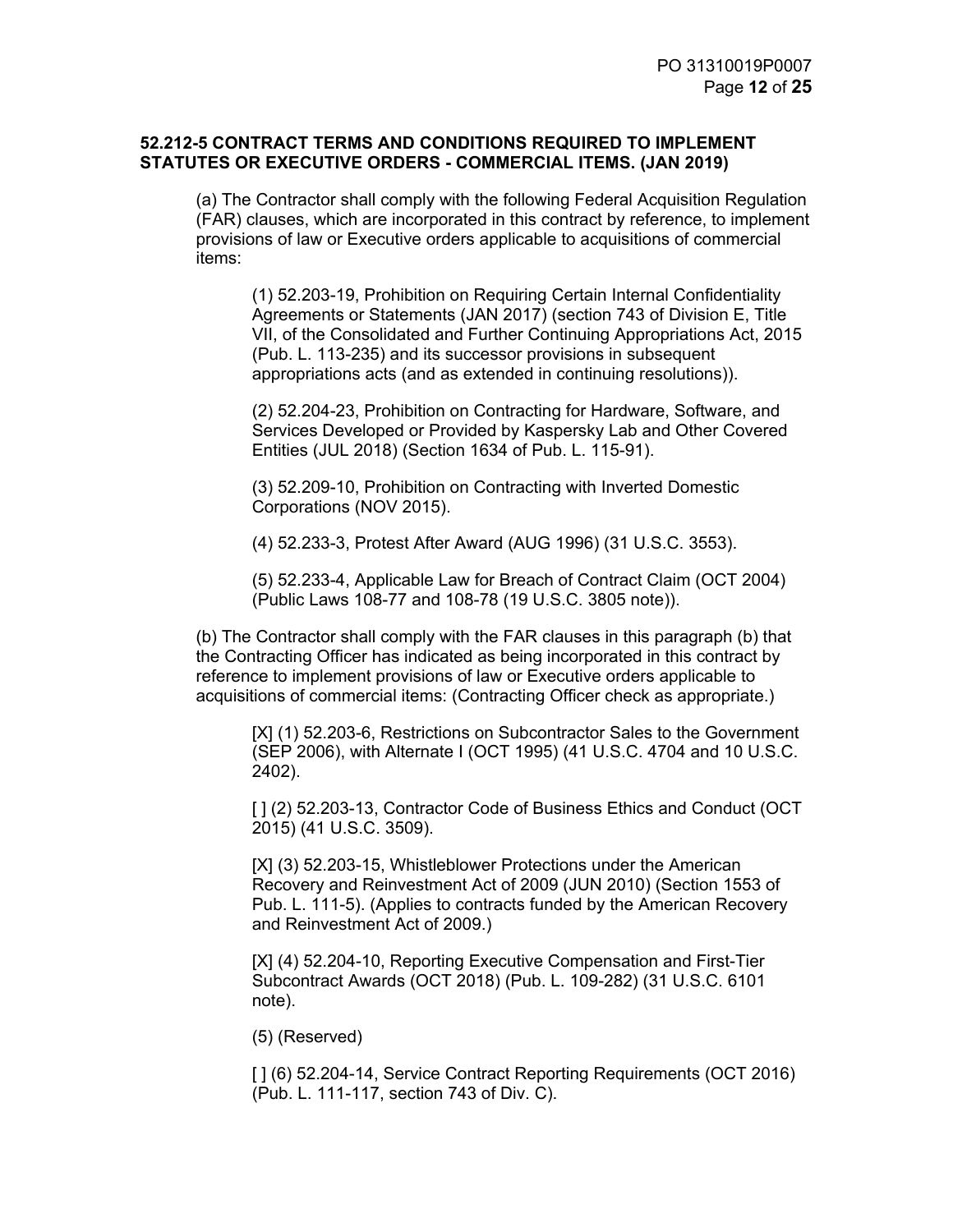**52.212-5 CONTRACT TERMS AND CONDITIONS REQUIRED TO IMPLEMENT STATUTES OR EXECUTIVE ORDERS - COMMERCIAL ITEMS. (JAN 2019)**

(a) The Contractor shall comply with the following Federal Acquisition Regulation (FAR) clauses, which are incorporated in this contract by reference, to implement provisions of law or Executive orders applicable to acquisitions of commercial items:

(1) 52.203-19, Prohibition on Requiring Certain Internal Confidentiality Agreements or Statements (JAN 2017) (section 743 of Division E, Title VII, of the Consolidated and Further Continuing Appropriations Act, 2015 (Pub. L. 113-235) and its successor provisions in subsequent appropriations acts (and as extended in continuing resolutions)).

(2) 52.204-23, Prohibition on Contracting for Hardware, Software, and Services Developed or Provided by Kaspersky Lab and Other Covered Entities (JUL 2018) (Section 1634 of Pub. L. 115-91).

(3) 52.209-10, Prohibition on Contracting with Inverted Domestic Corporations (NOV 2015).

(4) 52.233-3, Protest After Award (AUG 1996) (31 U.S.C. 3553).

(5) 52.233-4, Applicable Law for Breach of Contract Claim (OCT 2004) (Public Laws 108-77 and 108-78 (19 U.S.C. 3805 note)).

(b) The Contractor shall comply with the FAR clauses in this paragraph (b) that the Contracting Officer has indicated as being incorporated in this contract by reference to implement provisions of law or Executive orders applicable to acquisitions of commercial items: (Contracting Officer check as appropriate.)

[X] (1) 52.203-6, Restrictions on Subcontractor Sales to the Government (SEP 2006), with Alternate I (OCT 1995) (41 U.S.C. 4704 and 10 U.S.C. 2402).

[ ] (2) 52.203-13, Contractor Code of Business Ethics and Conduct (OCT 2015) (41 U.S.C. 3509).

[X] (3) 52.203-15, Whistleblower Protections under the American Recovery and Reinvestment Act of 2009 (JUN 2010) (Section 1553 of Pub. L. 111-5). (Applies to contracts funded by the American Recovery and Reinvestment Act of 2009.)

[X] (4) 52.204-10, Reporting Executive Compensation and First-Tier Subcontract Awards (OCT 2018) (Pub. L. 109-282) (31 U.S.C. 6101 note).

(5) (Reserved)

[ ] (6) 52.204-14, Service Contract Reporting Requirements (OCT 2016) (Pub. L. 111-117, section 743 of Div. C).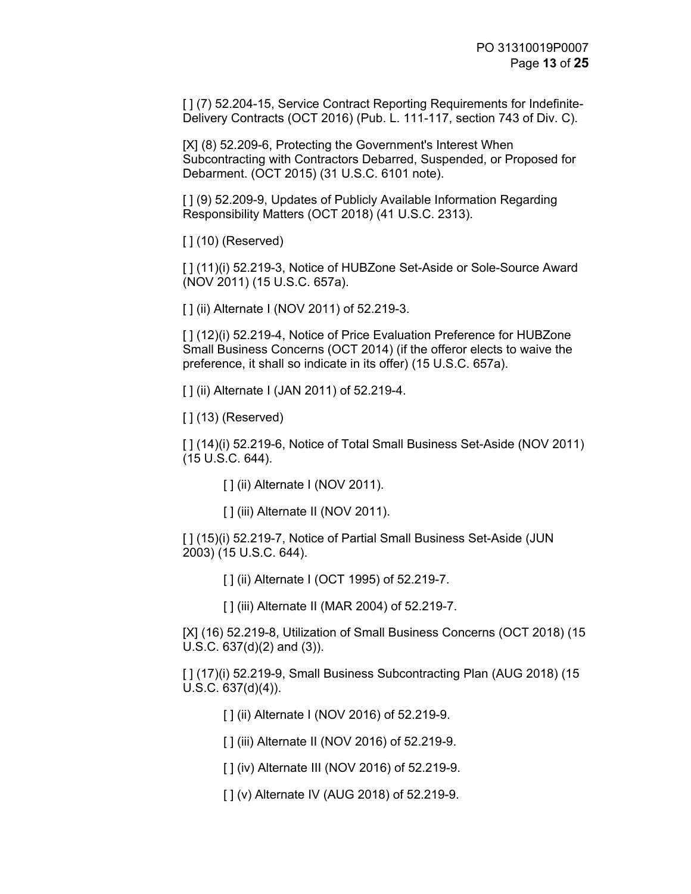[ ] (7) 52.204-15, Service Contract Reporting Requirements for Indefinite-Delivery Contracts (OCT 2016) (Pub. L. 111-117, section 743 of Div. C).

[X] (8) 52.209-6, Protecting the Government's Interest When Subcontracting with Contractors Debarred, Suspended, or Proposed for Debarment. (OCT 2015) (31 U.S.C. 6101 note).

[ ] (9) 52.209-9, Updates of Publicly Available Information Regarding Responsibility Matters (OCT 2018) (41 U.S.C. 2313).

[ ] (10) (Reserved)

[ ] (11)(i) 52.219-3, Notice of HUBZone Set-Aside or Sole-Source Award (NOV 2011) (15 U.S.C. 657a).

[ ] (ii) Alternate I (NOV 2011) of 52.219-3.

[ ] (12)(i) 52.219-4, Notice of Price Evaluation Preference for HUBZone Small Business Concerns (OCT 2014) (if the offeror elects to waive the preference, it shall so indicate in its offer) (15 U.S.C. 657a).

[ ] (ii) Alternate I (JAN 2011) of 52.219-4.

[ ] (13) (Reserved)

[ ] (14)(i) 52.219-6, Notice of Total Small Business Set-Aside (NOV 2011) (15 U.S.C. 644).

> [ ] (ii) Alternate I (NOV 2011).
>
> [ ] (iii) Alternate II (NOV 2011).

[ ] (15)(i) 52.219-7, Notice of Partial Small Business Set-Aside (JUN 2003) (15 U.S.C. 644).

> [ ] (ii) Alternate I (OCT 1995) of 52.219-7.
>
> [ ] (iii) Alternate II (MAR 2004) of 52.219-7.

[X] (16) 52.219-8, Utilization of Small Business Concerns (OCT 2018) (15 U.S.C. 637(d)(2) and (3)).

[ ] (17)(i) 52.219-9, Small Business Subcontracting Plan (AUG 2018) (15 U.S.C. 637(d)(4)).

> [ ] (ii) Alternate I (NOV 2016) of 52.219-9.
>
> [ ] (iii) Alternate II (NOV 2016) of 52.219-9.
>
> [ ] (iv) Alternate III (NOV 2016) of 52.219-9.
>
> [ ] (v) Alternate IV (AUG 2018) of 52.219-9.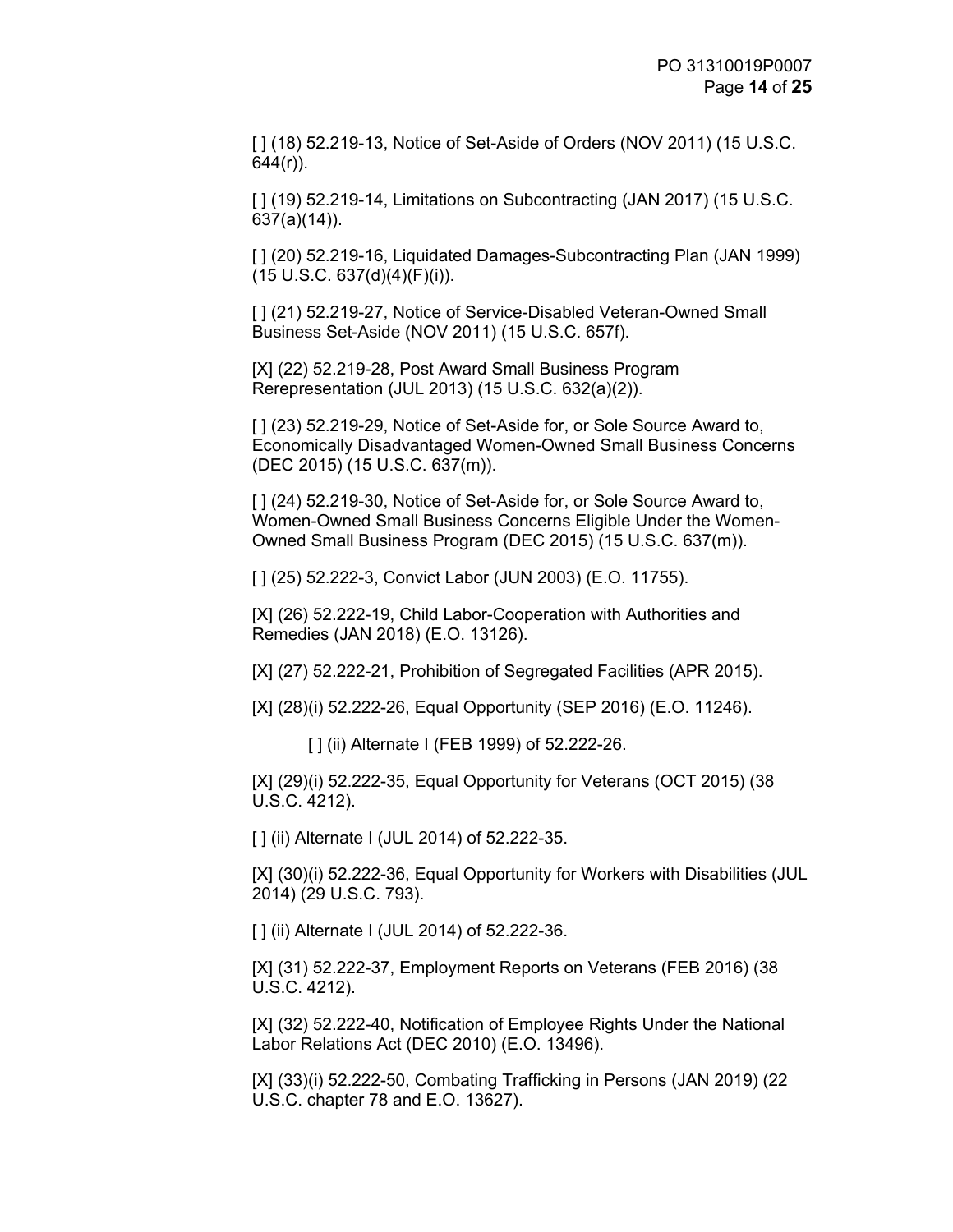[ ] (18) 52.219-13, Notice of Set-Aside of Orders (NOV 2011) (15 U.S.C. 644(r)).

[ ] (19) 52.219-14, Limitations on Subcontracting (JAN 2017) (15 U.S.C. 637(a)(14)).

[ ] (20) 52.219-16, Liquidated Damages-Subcontracting Plan (JAN 1999) (15 U.S.C. 637(d)(4)(F)(i)).

[ ] (21) 52.219-27, Notice of Service-Disabled Veteran-Owned Small Business Set-Aside (NOV 2011) (15 U.S.C. 657f).

[X] (22) 52.219-28, Post Award Small Business Program Rerepresentation (JUL 2013) (15 U.S.C. 632(a)(2)).

[ ] (23) 52.219-29, Notice of Set-Aside for, or Sole Source Award to, Economically Disadvantaged Women-Owned Small Business Concerns (DEC 2015) (15 U.S.C. 637(m)).

[ ] (24) 52.219-30, Notice of Set-Aside for, or Sole Source Award to, Women-Owned Small Business Concerns Eligible Under the Women-Owned Small Business Program (DEC 2015) (15 U.S.C. 637(m)).

[ ] (25) 52.222-3, Convict Labor (JUN 2003) (E.O. 11755).

[X] (26) 52.222-19, Child Labor-Cooperation with Authorities and Remedies (JAN 2018) (E.O. 13126).

[X] (27) 52.222-21, Prohibition of Segregated Facilities (APR 2015).

[X] (28)(i) 52.222-26, Equal Opportunity (SEP 2016) (E.O. 11246).

[ ] (ii) Alternate I (FEB 1999) of 52.222-26.

[X] (29)(i) 52.222-35, Equal Opportunity for Veterans (OCT 2015) (38 U.S.C. 4212).

[ ] (ii) Alternate I (JUL 2014) of 52.222-35.

[X] (30)(i) 52.222-36, Equal Opportunity for Workers with Disabilities (JUL 2014) (29 U.S.C. 793).

[ ] (ii) Alternate I (JUL 2014) of 52.222-36.

[X] (31) 52.222-37, Employment Reports on Veterans (FEB 2016) (38 U.S.C. 4212).

[X] (32) 52.222-40, Notification of Employee Rights Under the National Labor Relations Act (DEC 2010) (E.O. 13496).

[X] (33)(i) 52.222-50, Combating Trafficking in Persons (JAN 2019) (22 U.S.C. chapter 78 and E.O. 13627).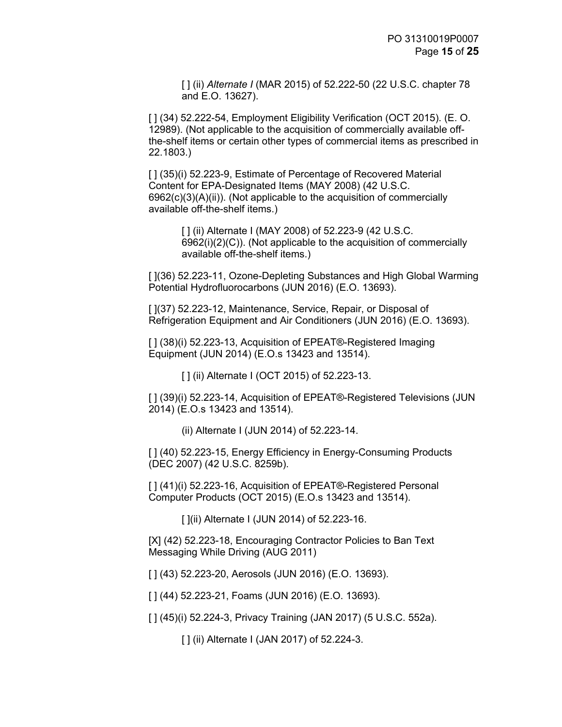[ ] (ii) *Alternate I* (MAR 2015) of 52.222-50 (22 U.S.C. chapter 78 and E.O. 13627).

[ ] (34) 52.222-54, Employment Eligibility Verification (OCT 2015). (E. O. 12989). (Not applicable to the acquisition of commercially available off-the-shelf items or certain other types of commercial items as prescribed in 22.1803.)

[ ] (35)(i) 52.223-9, Estimate of Percentage of Recovered Material Content for EPA-Designated Items (MAY 2008) (42 U.S.C. 6962(c)(3)(A)(ii)). (Not applicable to the acquisition of commercially available off-the-shelf items.)

[ ] (ii) Alternate I (MAY 2008) of 52.223-9 (42 U.S.C. 6962(i)(2)(C)). (Not applicable to the acquisition of commercially available off-the-shelf items.)

[ ](36) 52.223-11, Ozone-Depleting Substances and High Global Warming Potential Hydrofluorocarbons (JUN 2016) (E.O. 13693).

[ ](37) 52.223-12, Maintenance, Service, Repair, or Disposal of Refrigeration Equipment and Air Conditioners (JUN 2016) (E.O. 13693).

[ ] (38)(i) 52.223-13, Acquisition of EPEAT®-Registered Imaging Equipment (JUN 2014) (E.O.s 13423 and 13514).

[ ] (ii) Alternate I (OCT 2015) of 52.223-13.

[ ] (39)(i) 52.223-14, Acquisition of EPEAT®-Registered Televisions (JUN 2014) (E.O.s 13423 and 13514).

(ii) Alternate I (JUN 2014) of 52.223-14.

[ ] (40) 52.223-15, Energy Efficiency in Energy-Consuming Products (DEC 2007) (42 U.S.C. 8259b).

[ ] (41)(i) 52.223-16, Acquisition of EPEAT®-Registered Personal Computer Products (OCT 2015) (E.O.s 13423 and 13514).

[ ](ii) Alternate I (JUN 2014) of 52.223-16.

[X] (42) 52.223-18, Encouraging Contractor Policies to Ban Text Messaging While Driving (AUG 2011)

[ ] (43) 52.223-20, Aerosols (JUN 2016) (E.O. 13693).

[ ] (44) 52.223-21, Foams (JUN 2016) (E.O. 13693).

[ ] (45)(i) 52.224-3, Privacy Training (JAN 2017) (5 U.S.C. 552a).

[ ] (ii) Alternate I (JAN 2017) of 52.224-3.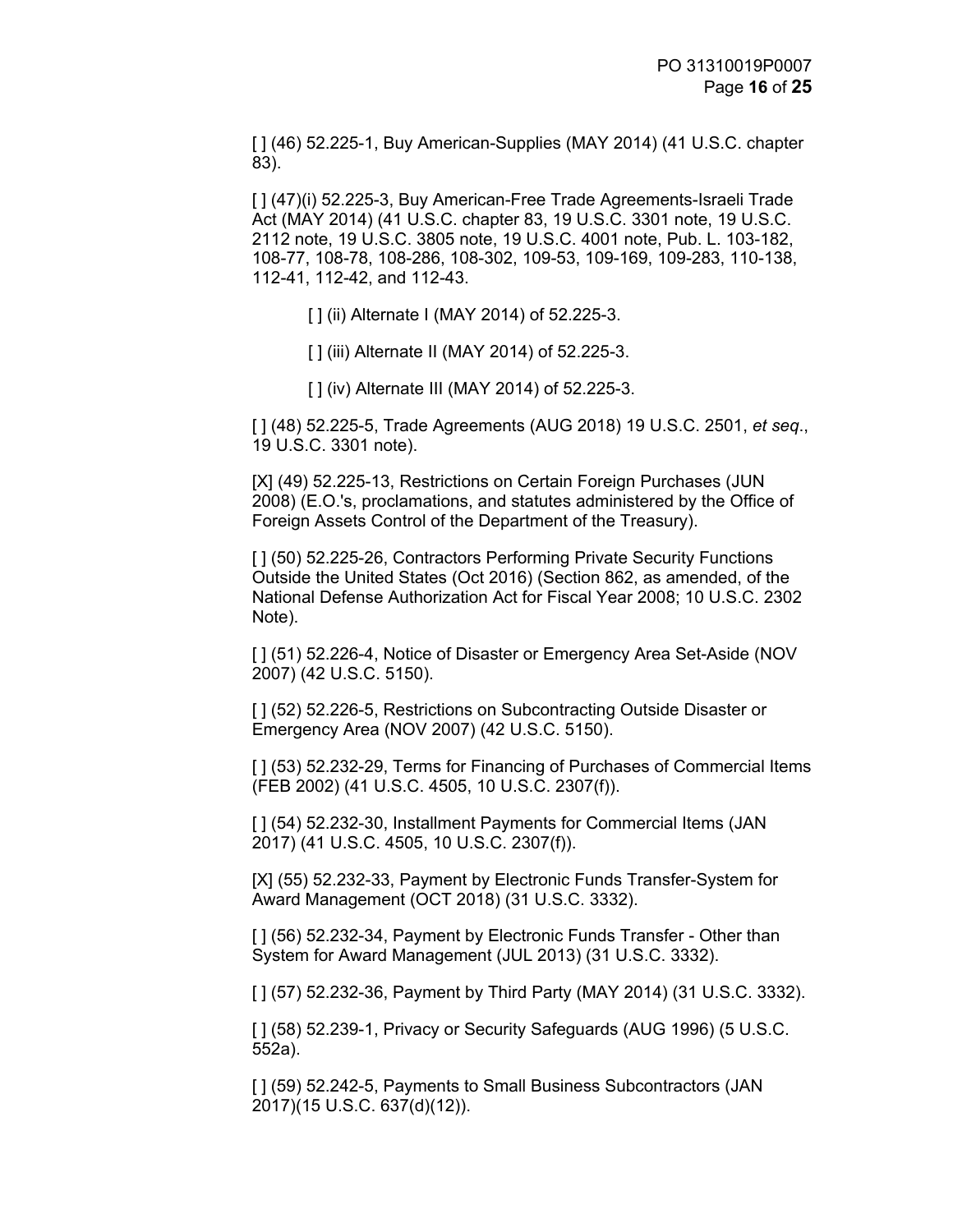[ ] (46) 52.225-1, Buy American-Supplies (MAY 2014) (41 U.S.C. chapter 83).

[ ] (47)(i) 52.225-3, Buy American-Free Trade Agreements-Israeli Trade Act (MAY 2014) (41 U.S.C. chapter 83, 19 U.S.C. 3301 note, 19 U.S.C. 2112 note, 19 U.S.C. 3805 note, 19 U.S.C. 4001 note, Pub. L. 103-182, 108-77, 108-78, 108-286, 108-302, 109-53, 109-169, 109-283, 110-138, 112-41, 112-42, and 112-43.

[ ] (ii) Alternate I (MAY 2014) of 52.225-3.

[ ] (iii) Alternate II (MAY 2014) of 52.225-3.

[ ] (iv) Alternate III (MAY 2014) of 52.225-3.

[ ] (48) 52.225-5, Trade Agreements (AUG 2018) 19 U.S.C. 2501, *et seq*., 19 U.S.C. 3301 note).

[X] (49) 52.225-13, Restrictions on Certain Foreign Purchases (JUN 2008) (E.O.'s, proclamations, and statutes administered by the Office of Foreign Assets Control of the Department of the Treasury).

[ ] (50) 52.225-26, Contractors Performing Private Security Functions Outside the United States (Oct 2016) (Section 862, as amended, of the National Defense Authorization Act for Fiscal Year 2008; 10 U.S.C. 2302 Note).

[ ] (51) 52.226-4, Notice of Disaster or Emergency Area Set-Aside (NOV 2007) (42 U.S.C. 5150).

[ ] (52) 52.226-5, Restrictions on Subcontracting Outside Disaster or Emergency Area (NOV 2007) (42 U.S.C. 5150).

[ ] (53) 52.232-29, Terms for Financing of Purchases of Commercial Items (FEB 2002) (41 U.S.C. 4505, 10 U.S.C. 2307(f)).

[ ] (54) 52.232-30, Installment Payments for Commercial Items (JAN 2017) (41 U.S.C. 4505, 10 U.S.C. 2307(f)).

[X] (55) 52.232-33, Payment by Electronic Funds Transfer-System for Award Management (OCT 2018) (31 U.S.C. 3332).

[ ] (56) 52.232-34, Payment by Electronic Funds Transfer - Other than System for Award Management (JUL 2013) (31 U.S.C. 3332).

[ ] (57) 52.232-36, Payment by Third Party (MAY 2014) (31 U.S.C. 3332).

[ ] (58) 52.239-1, Privacy or Security Safeguards (AUG 1996) (5 U.S.C. 552a).

[ ] (59) 52.242-5, Payments to Small Business Subcontractors (JAN 2017)(15 U.S.C. 637(d)(12)).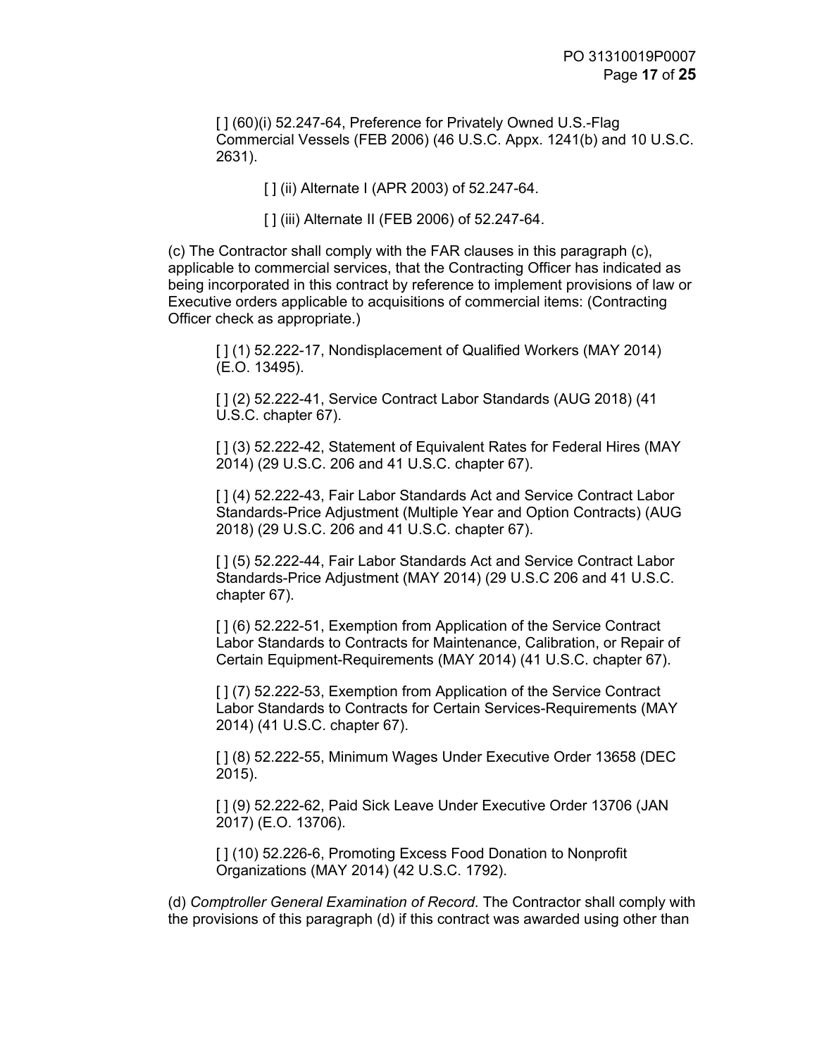[ ] (60)(i) 52.247-64, Preference for Privately Owned U.S.-Flag Commercial Vessels (FEB 2006) (46 U.S.C. Appx. 1241(b) and 10 U.S.C. 2631).

[ ] (ii) Alternate I (APR 2003) of 52.247-64.

[ ] (iii) Alternate II (FEB 2006) of 52.247-64.

(c) The Contractor shall comply with the FAR clauses in this paragraph (c), applicable to commercial services, that the Contracting Officer has indicated as being incorporated in this contract by reference to implement provisions of law or Executive orders applicable to acquisitions of commercial items: (Contracting Officer check as appropriate.)

[ ] (1) 52.222-17, Nondisplacement of Qualified Workers (MAY 2014) (E.O. 13495).

[ ] (2) 52.222-41, Service Contract Labor Standards (AUG 2018) (41 U.S.C. chapter 67).

[ ] (3) 52.222-42, Statement of Equivalent Rates for Federal Hires (MAY 2014) (29 U.S.C. 206 and 41 U.S.C. chapter 67).

[ ] (4) 52.222-43, Fair Labor Standards Act and Service Contract Labor Standards-Price Adjustment (Multiple Year and Option Contracts) (AUG 2018) (29 U.S.C. 206 and 41 U.S.C. chapter 67).

[ ] (5) 52.222-44, Fair Labor Standards Act and Service Contract Labor Standards-Price Adjustment (MAY 2014) (29 U.S.C 206 and 41 U.S.C. chapter 67).

[ ] (6) 52.222-51, Exemption from Application of the Service Contract Labor Standards to Contracts for Maintenance, Calibration, or Repair of Certain Equipment-Requirements (MAY 2014) (41 U.S.C. chapter 67).

[ ] (7) 52.222-53, Exemption from Application of the Service Contract Labor Standards to Contracts for Certain Services-Requirements (MAY 2014) (41 U.S.C. chapter 67).

[ ] (8) 52.222-55, Minimum Wages Under Executive Order 13658 (DEC 2015).

[ ] (9) 52.222-62, Paid Sick Leave Under Executive Order 13706 (JAN 2017) (E.O. 13706).

[ ] (10) 52.226-6, Promoting Excess Food Donation to Nonprofit Organizations (MAY 2014) (42 U.S.C. 1792).

(d) *Comptroller General Examination of Record*. The Contractor shall comply with the provisions of this paragraph (d) if this contract was awarded using other than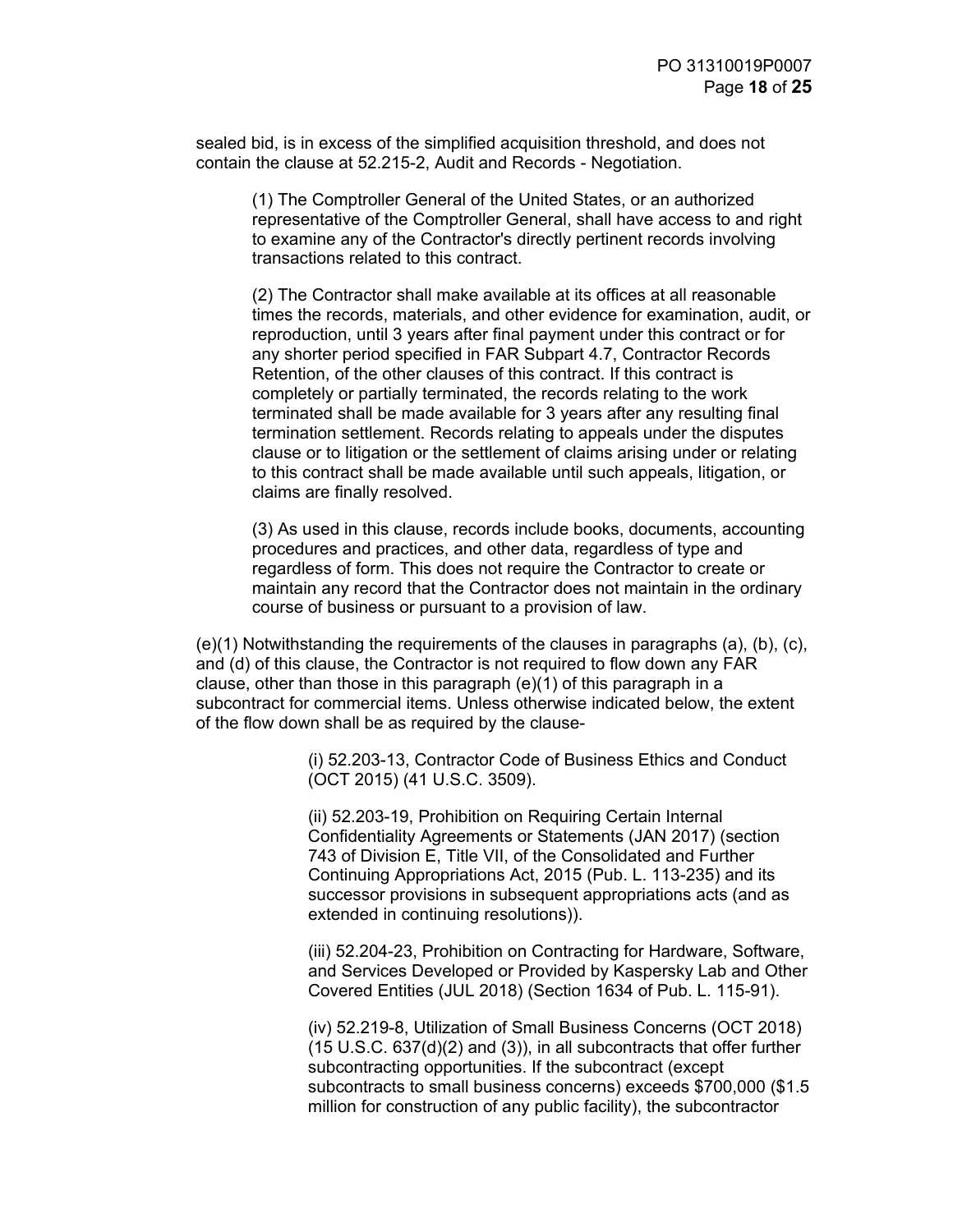sealed bid, is in excess of the simplified acquisition threshold, and does not contain the clause at 52.215-2, Audit and Records - Negotiation.

(1) The Comptroller General of the United States, or an authorized representative of the Comptroller General, shall have access to and right to examine any of the Contractor's directly pertinent records involving transactions related to this contract.

(2) The Contractor shall make available at its offices at all reasonable times the records, materials, and other evidence for examination, audit, or reproduction, until 3 years after final payment under this contract or for any shorter period specified in FAR Subpart 4.7, Contractor Records Retention, of the other clauses of this contract. If this contract is completely or partially terminated, the records relating to the work terminated shall be made available for 3 years after any resulting final termination settlement. Records relating to appeals under the disputes clause or to litigation or the settlement of claims arising under or relating to this contract shall be made available until such appeals, litigation, or claims are finally resolved.

(3) As used in this clause, records include books, documents, accounting procedures and practices, and other data, regardless of type and regardless of form. This does not require the Contractor to create or maintain any record that the Contractor does not maintain in the ordinary course of business or pursuant to a provision of law.

(e)(1) Notwithstanding the requirements of the clauses in paragraphs (a), (b), (c), and (d) of this clause, the Contractor is not required to flow down any FAR clause, other than those in this paragraph (e)(1) of this paragraph in a subcontract for commercial items. Unless otherwise indicated below, the extent of the flow down shall be as required by the clause-

(i) 52.203-13, Contractor Code of Business Ethics and Conduct (OCT 2015) (41 U.S.C. 3509).

(ii) 52.203-19, Prohibition on Requiring Certain Internal Confidentiality Agreements or Statements (JAN 2017) (section 743 of Division E, Title VII, of the Consolidated and Further Continuing Appropriations Act, 2015 (Pub. L. 113-235) and its successor provisions in subsequent appropriations acts (and as extended in continuing resolutions)).

(iii) 52.204-23, Prohibition on Contracting for Hardware, Software, and Services Developed or Provided by Kaspersky Lab and Other Covered Entities (JUL 2018) (Section 1634 of Pub. L. 115-91).

(iv) 52.219-8, Utilization of Small Business Concerns (OCT 2018) (15 U.S.C. 637(d)(2) and (3)), in all subcontracts that offer further subcontracting opportunities. If the subcontract (except subcontracts to small business concerns) exceeds $700,000 ($1.5 million for construction of any public facility), the subcontractor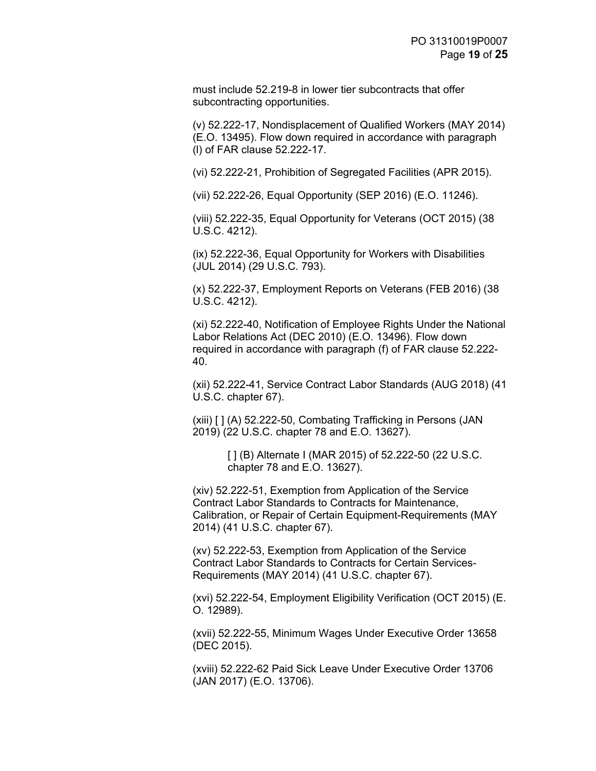must include 52.219-8 in lower tier subcontracts that offer subcontracting opportunities.

(v) 52.222-17, Nondisplacement of Qualified Workers (MAY 2014) (E.O. 13495). Flow down required in accordance with paragraph (l) of FAR clause 52.222-17.

(vi) 52.222-21, Prohibition of Segregated Facilities (APR 2015).

(vii) 52.222-26, Equal Opportunity (SEP 2016) (E.O. 11246).

(viii) 52.222-35, Equal Opportunity for Veterans (OCT 2015) (38 U.S.C. 4212).

(ix) 52.222-36, Equal Opportunity for Workers with Disabilities (JUL 2014) (29 U.S.C. 793).

(x) 52.222-37, Employment Reports on Veterans (FEB 2016) (38 U.S.C. 4212).

(xi) 52.222-40, Notification of Employee Rights Under the National Labor Relations Act (DEC 2010) (E.O. 13496). Flow down required in accordance with paragraph (f) of FAR clause 52.222-40.

(xii) 52.222-41, Service Contract Labor Standards (AUG 2018) (41 U.S.C. chapter 67).

(xiii) [ ] (A) 52.222-50, Combating Trafficking in Persons (JAN 2019) (22 U.S.C. chapter 78 and E.O. 13627).

> [ ] (B) Alternate I (MAR 2015) of 52.222-50 (22 U.S.C. chapter 78 and E.O. 13627).

(xiv) 52.222-51, Exemption from Application of the Service Contract Labor Standards to Contracts for Maintenance, Calibration, or Repair of Certain Equipment-Requirements (MAY 2014) (41 U.S.C. chapter 67).

(xv) 52.222-53, Exemption from Application of the Service Contract Labor Standards to Contracts for Certain Services-Requirements (MAY 2014) (41 U.S.C. chapter 67).

(xvi) 52.222-54, Employment Eligibility Verification (OCT 2015) (E. O. 12989).

(xvii) 52.222-55, Minimum Wages Under Executive Order 13658 (DEC 2015).

(xviii) 52.222-62 Paid Sick Leave Under Executive Order 13706 (JAN 2017) (E.O. 13706).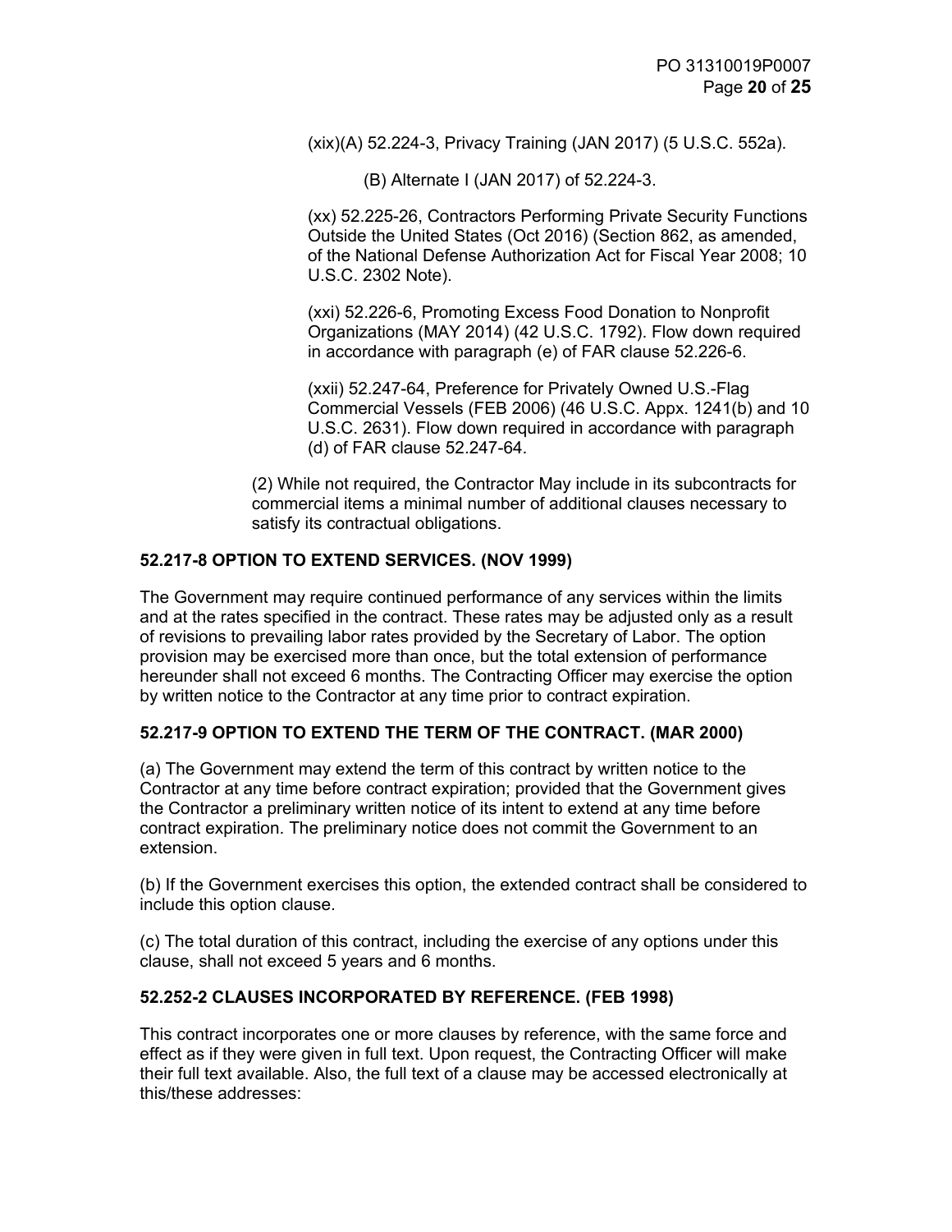(xix)(A) 52.224-3, Privacy Training (JAN 2017) (5 U.S.C. 552a).

(B) Alternate I (JAN 2017) of 52.224-3.

(xx) 52.225-26, Contractors Performing Private Security Functions Outside the United States (Oct 2016) (Section 862, as amended, of the National Defense Authorization Act for Fiscal Year 2008; 10 U.S.C. 2302 Note).

(xxi) 52.226-6, Promoting Excess Food Donation to Nonprofit Organizations (MAY 2014) (42 U.S.C. 1792). Flow down required in accordance with paragraph (e) of FAR clause 52.226-6.

(xxii) 52.247-64, Preference for Privately Owned U.S.-Flag Commercial Vessels (FEB 2006) (46 U.S.C. Appx. 1241(b) and 10 U.S.C. 2631). Flow down required in accordance with paragraph (d) of FAR clause 52.247-64.

(2) While not required, the Contractor May include in its subcontracts for commercial items a minimal number of additional clauses necessary to satisfy its contractual obligations.

### 52.217-8 OPTION TO EXTEND SERVICES. (NOV 1999)

The Government may require continued performance of any services within the limits and at the rates specified in the contract. These rates may be adjusted only as a result of revisions to prevailing labor rates provided by the Secretary of Labor. The option provision may be exercised more than once, but the total extension of performance hereunder shall not exceed 6 months. The Contracting Officer may exercise the option by written notice to the Contractor at any time prior to contract expiration.

### 52.217-9 OPTION TO EXTEND THE TERM OF THE CONTRACT. (MAR 2000)

(a) The Government may extend the term of this contract by written notice to the Contractor at any time before contract expiration; provided that the Government gives the Contractor a preliminary written notice of its intent to extend at any time before contract expiration. The preliminary notice does not commit the Government to an extension.

(b) If the Government exercises this option, the extended contract shall be considered to include this option clause.

(c) The total duration of this contract, including the exercise of any options under this clause, shall not exceed 5 years and 6 months.

### 52.252-2 CLAUSES INCORPORATED BY REFERENCE. (FEB 1998)

This contract incorporates one or more clauses by reference, with the same force and effect as if they were given in full text. Upon request, the Contracting Officer will make their full text available. Also, the full text of a clause may be accessed electronically at this/these addresses: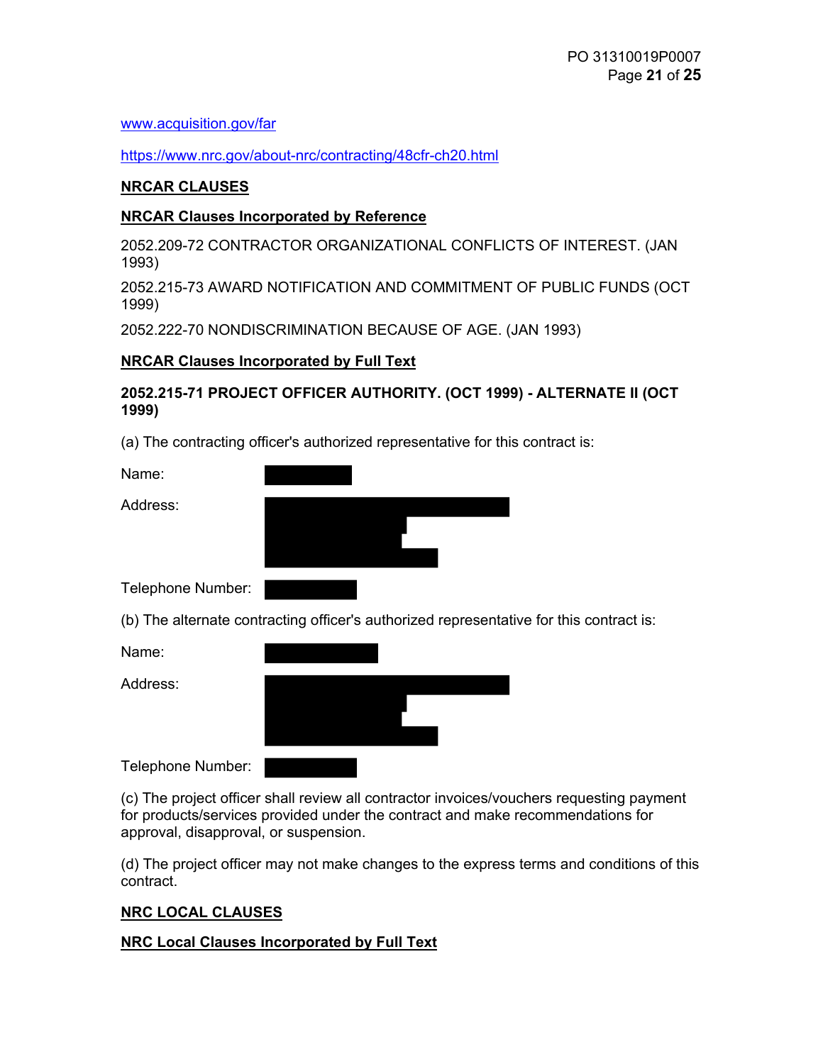www.acquisition.gov/far

https://www.nrc.gov/about-nrc/contracting/48cfr-ch20.html

**NRCAR CLAUSES**

**NRCAR Clauses Incorporated by Reference**

2052.209-72 CONTRACTOR ORGANIZATIONAL CONFLICTS OF INTEREST. (JAN 1993)

2052.215-73 AWARD NOTIFICATION AND COMMITMENT OF PUBLIC FUNDS (OCT 1999)

2052.222-70 NONDISCRIMINATION BECAUSE OF AGE. (JAN 1993)

**NRCAR Clauses Incorporated by Full Text**

**2052.215-71 PROJECT OFFICER AUTHORITY. (OCT 1999) - ALTERNATE II (OCT 1999)**

(a) The contracting officer's authorized representative for this contract is:

Name:

Address:

Telephone Number:

(b) The alternate contracting officer's authorized representative for this contract is:

Name:

Address:

Telephone Number:

(c) The project officer shall review all contractor invoices/vouchers requesting payment for products/services provided under the contract and make recommendations for approval, disapproval, or suspension.

(d) The project officer may not make changes to the express terms and conditions of this contract.

**NRC LOCAL CLAUSES**

**NRC Local Clauses Incorporated by Full Text**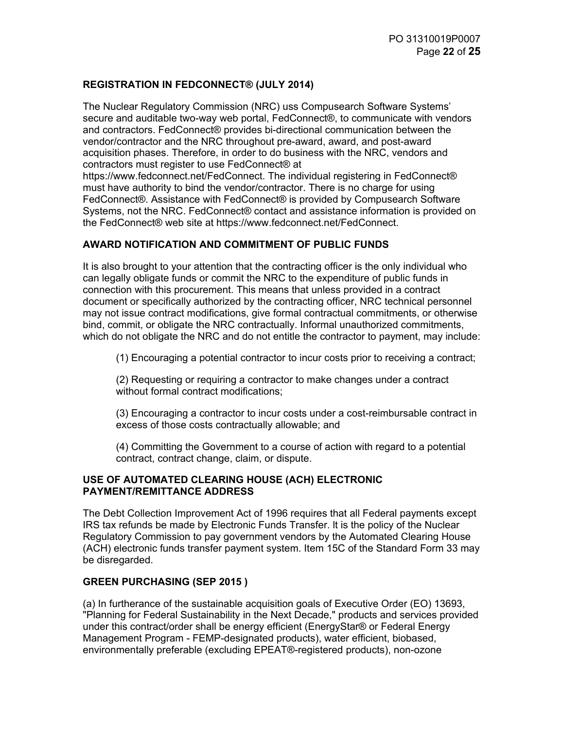**REGISTRATION IN FEDCONNECT® (JULY 2014)**

The Nuclear Regulatory Commission (NRC) uss Compusearch Software Systems' secure and auditable two-way web portal, FedConnect®, to communicate with vendors and contractors. FedConnect® provides bi-directional communication between the vendor/contractor and the NRC throughout pre-award, award, and post-award acquisition phases. Therefore, in order to do business with the NRC, vendors and contractors must register to use FedConnect® at https://www.fedconnect.net/FedConnect. The individual registering in FedConnect® must have authority to bind the vendor/contractor. There is no charge for using FedConnect®. Assistance with FedConnect® is provided by Compusearch Software Systems, not the NRC. FedConnect® contact and assistance information is provided on the FedConnect® web site at https://www.fedconnect.net/FedConnect.

**AWARD NOTIFICATION AND COMMITMENT OF PUBLIC FUNDS**

It is also brought to your attention that the contracting officer is the only individual who can legally obligate funds or commit the NRC to the expenditure of public funds in connection with this procurement. This means that unless provided in a contract document or specifically authorized by the contracting officer, NRC technical personnel may not issue contract modifications, give formal contractual commitments, or otherwise bind, commit, or obligate the NRC contractually. Informal unauthorized commitments, which do not obligate the NRC and do not entitle the contractor to payment, may include:

(1) Encouraging a potential contractor to incur costs prior to receiving a contract;

(2) Requesting or requiring a contractor to make changes under a contract without formal contract modifications;

(3) Encouraging a contractor to incur costs under a cost-reimbursable contract in excess of those costs contractually allowable; and

(4) Committing the Government to a course of action with regard to a potential contract, contract change, claim, or dispute.

**USE OF AUTOMATED CLEARING HOUSE (ACH) ELECTRONIC PAYMENT/REMITTANCE ADDRESS**

The Debt Collection Improvement Act of 1996 requires that all Federal payments except IRS tax refunds be made by Electronic Funds Transfer. It is the policy of the Nuclear Regulatory Commission to pay government vendors by the Automated Clearing House (ACH) electronic funds transfer payment system. Item 15C of the Standard Form 33 may be disregarded.

**GREEN PURCHASING (SEP 2015 )**

(a) In furtherance of the sustainable acquisition goals of Executive Order (EO) 13693, "Planning for Federal Sustainability in the Next Decade," products and services provided under this contract/order shall be energy efficient (EnergyStar® or Federal Energy Management Program - FEMP-designated products), water efficient, biobased, environmentally preferable (excluding EPEAT®-registered products), non-ozone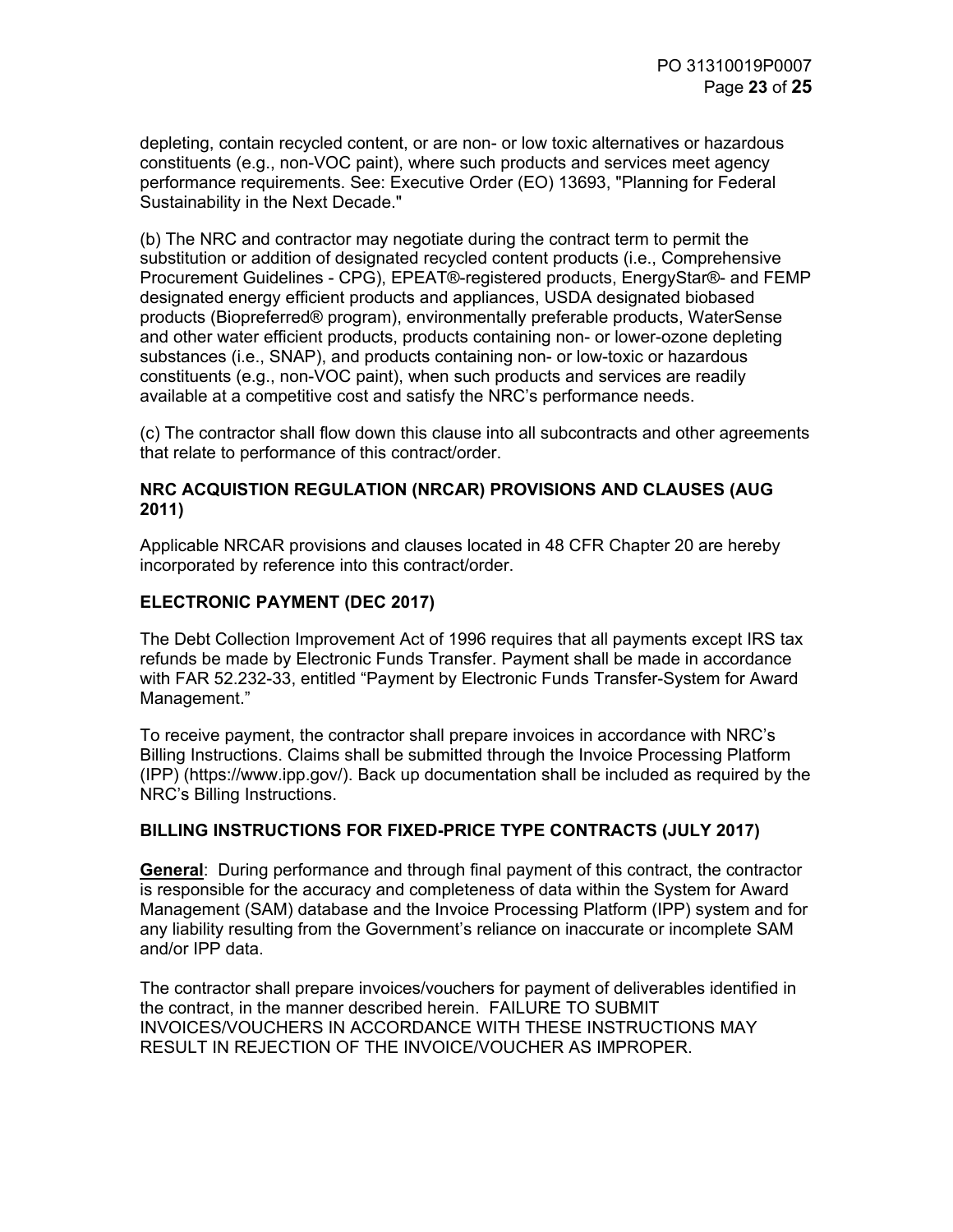depleting, contain recycled content, or are non- or low toxic alternatives or hazardous constituents (e.g., non-VOC paint), where such products and services meet agency performance requirements. See: Executive Order (EO) 13693, "Planning for Federal Sustainability in the Next Decade."

(b) The NRC and contractor may negotiate during the contract term to permit the substitution or addition of designated recycled content products (i.e., Comprehensive Procurement Guidelines - CPG), EPEAT®-registered products, EnergyStar®- and FEMP designated energy efficient products and appliances, USDA designated biobased products (Biopreferred® program), environmentally preferable products, WaterSense and other water efficient products, products containing non- or lower-ozone depleting substances (i.e., SNAP), and products containing non- or low-toxic or hazardous constituents (e.g., non-VOC paint), when such products and services are readily available at a competitive cost and satisfy the NRC's performance needs.

(c) The contractor shall flow down this clause into all subcontracts and other agreements that relate to performance of this contract/order.

## NRC ACQUISTION REGULATION (NRCAR) PROVISIONS AND CLAUSES (AUG 2011)

Applicable NRCAR provisions and clauses located in 48 CFR Chapter 20 are hereby incorporated by reference into this contract/order.

## ELECTRONIC PAYMENT (DEC 2017)

The Debt Collection Improvement Act of 1996 requires that all payments except IRS tax refunds be made by Electronic Funds Transfer. Payment shall be made in accordance with FAR 52.232-33, entitled "Payment by Electronic Funds Transfer-System for Award Management."

To receive payment, the contractor shall prepare invoices in accordance with NRC's Billing Instructions. Claims shall be submitted through the Invoice Processing Platform (IPP) (https://www.ipp.gov/). Back up documentation shall be included as required by the NRC's Billing Instructions.

## BILLING INSTRUCTIONS FOR FIXED-PRICE TYPE CONTRACTS (JULY 2017)

**General**: During performance and through final payment of this contract, the contractor is responsible for the accuracy and completeness of data within the System for Award Management (SAM) database and the Invoice Processing Platform (IPP) system and for any liability resulting from the Government's reliance on inaccurate or incomplete SAM and/or IPP data.

The contractor shall prepare invoices/vouchers for payment of deliverables identified in the contract, in the manner described herein. FAILURE TO SUBMIT INVOICES/VOUCHERS IN ACCORDANCE WITH THESE INSTRUCTIONS MAY RESULT IN REJECTION OF THE INVOICE/VOUCHER AS IMPROPER.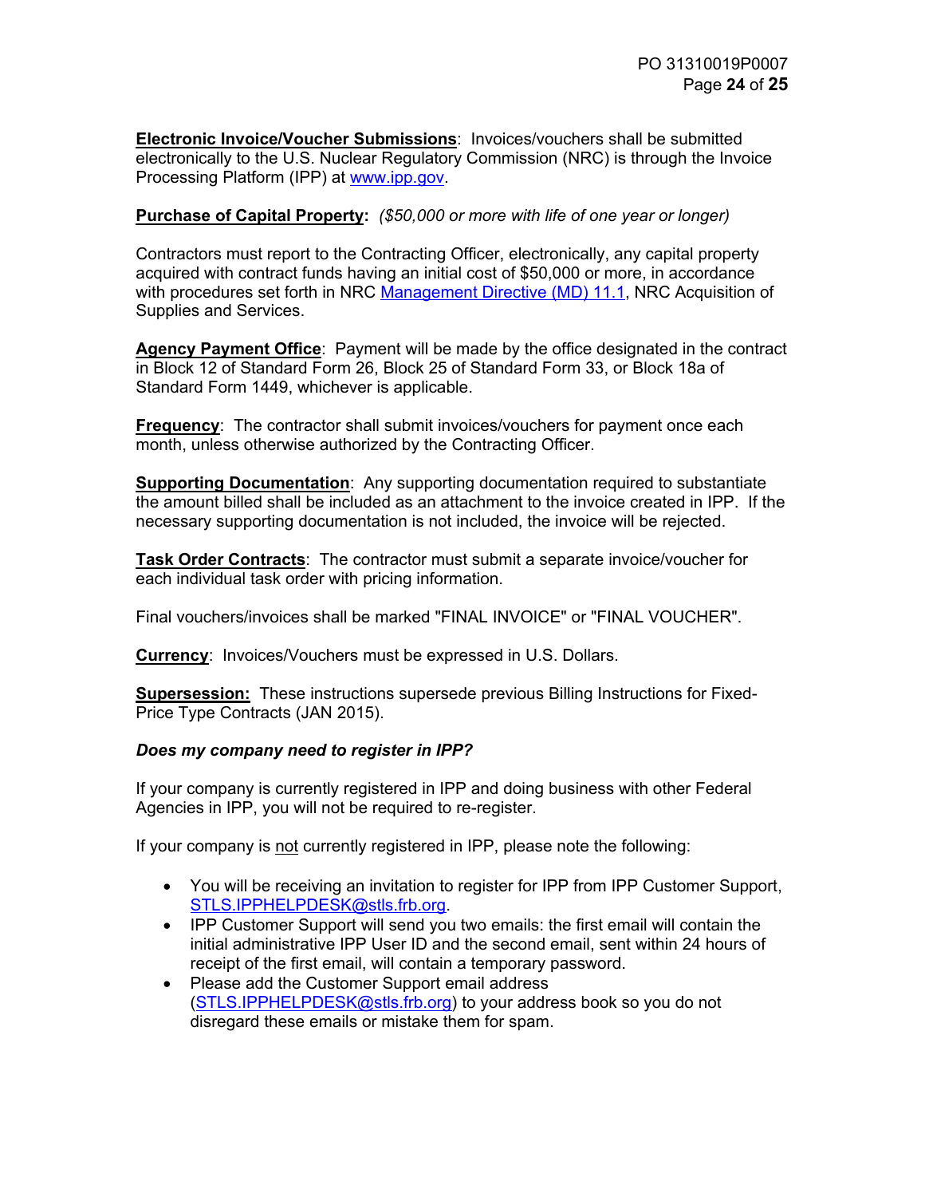**Electronic Invoice/Voucher Submissions**: Invoices/vouchers shall be submitted electronically to the U.S. Nuclear Regulatory Commission (NRC) is through the Invoice Processing Platform (IPP) at [www.ipp.gov](http://www.ipp.gov).

**Purchase of Capital Property:** *($50,000 or more with life of one year or longer)*

Contractors must report to the Contracting Officer, electronically, any capital property acquired with contract funds having an initial cost of $50,000 or more, in accordance with procedures set forth in NRC [Management Directive (MD) 11.1](#), NRC Acquisition of Supplies and Services.

**Agency Payment Office**: Payment will be made by the office designated in the contract in Block 12 of Standard Form 26, Block 25 of Standard Form 33, or Block 18a of Standard Form 1449, whichever is applicable.

**Frequency**: The contractor shall submit invoices/vouchers for payment once each month, unless otherwise authorized by the Contracting Officer.

**Supporting Documentation**: Any supporting documentation required to substantiate the amount billed shall be included as an attachment to the invoice created in IPP. If the necessary supporting documentation is not included, the invoice will be rejected.

**Task Order Contracts**: The contractor must submit a separate invoice/voucher for each individual task order with pricing information.

Final vouchers/invoices shall be marked "FINAL INVOICE" or "FINAL VOUCHER".

**Currency**: Invoices/Vouchers must be expressed in U.S. Dollars.

**Supersession:** These instructions supersede previous Billing Instructions for Fixed-Price Type Contracts (JAN 2015).

***Does my company need to register in IPP?***

If your company is currently registered in IPP and doing business with other Federal Agencies in IPP, you will not be required to re-register.

If your company is not currently registered in IPP, please note the following:

- You will be receiving an invitation to register for IPP from IPP Customer Support, [STLS.IPPHELPDESK@stls.frb.org](mailto:STLS.IPPHELPDESK@stls.frb.org).
- IPP Customer Support will send you two emails: the first email will contain the initial administrative IPP User ID and the second email, sent within 24 hours of receipt of the first email, will contain a temporary password.
- Please add the Customer Support email address ([STLS.IPPHELPDESK@stls.frb.org](mailto:STLS.IPPHELPDESK@stls.frb.org)) to your address book so you do not disregard these emails or mistake them for spam.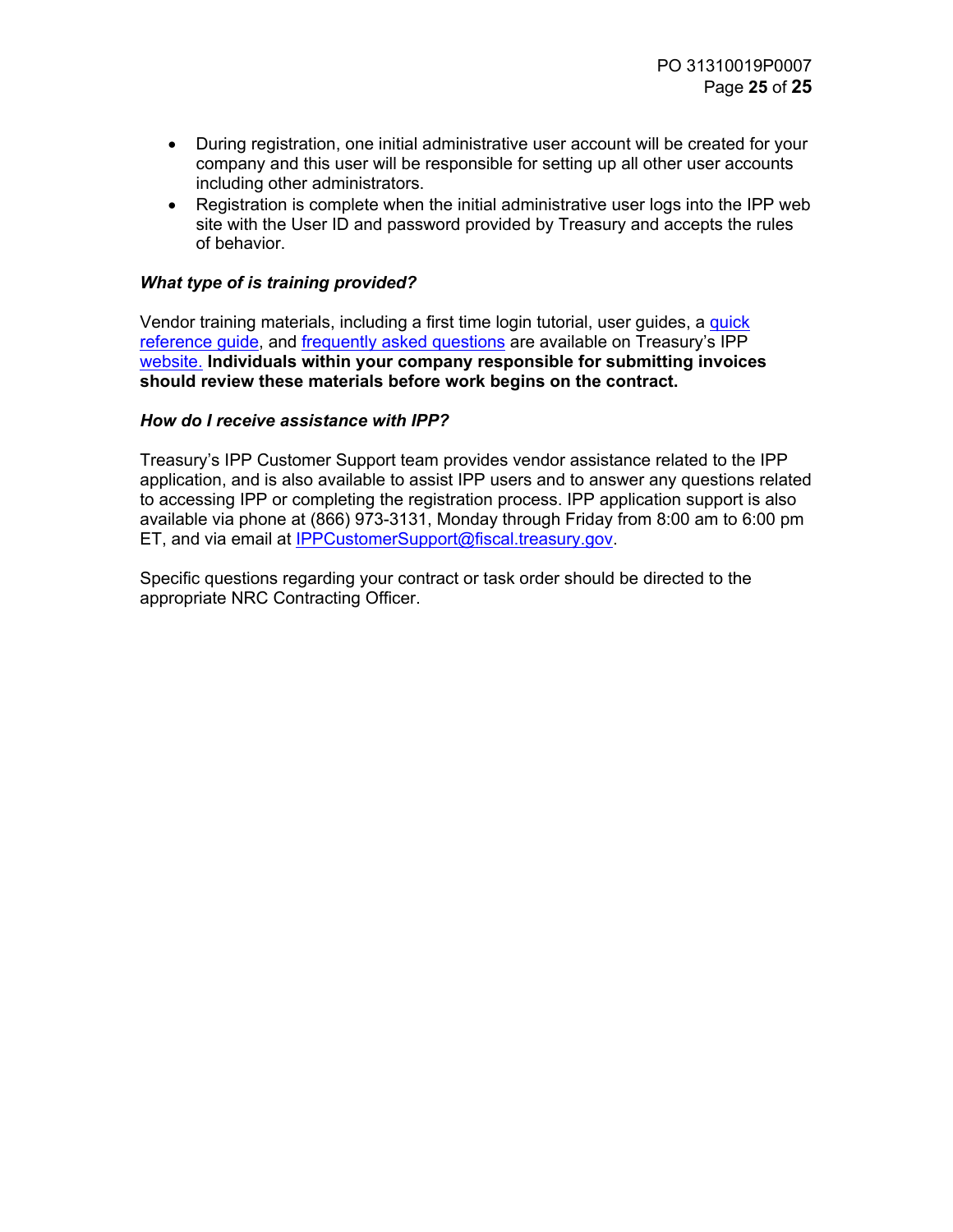- During registration, one initial administrative user account will be created for your company and this user will be responsible for setting up all other user accounts including other administrators.
- Registration is complete when the initial administrative user logs into the IPP web site with the User ID and password provided by Treasury and accepts the rules of behavior.

***What type of is training provided?***

Vendor training materials, including a first time login tutorial, user guides, a quick reference guide, and frequently asked questions are available on Treasury's IPP website. **Individuals within your company responsible for submitting invoices should review these materials before work begins on the contract.**

***How do I receive assistance with IPP?***

Treasury's IPP Customer Support team provides vendor assistance related to the IPP application, and is also available to assist IPP users and to answer any questions related to accessing IPP or completing the registration process. IPP application support is also available via phone at (866) 973-3131, Monday through Friday from 8:00 am to 6:00 pm ET, and via email at IPPCustomerSupport@fiscal.treasury.gov.

Specific questions regarding your contract or task order should be directed to the appropriate NRC Contracting Officer.